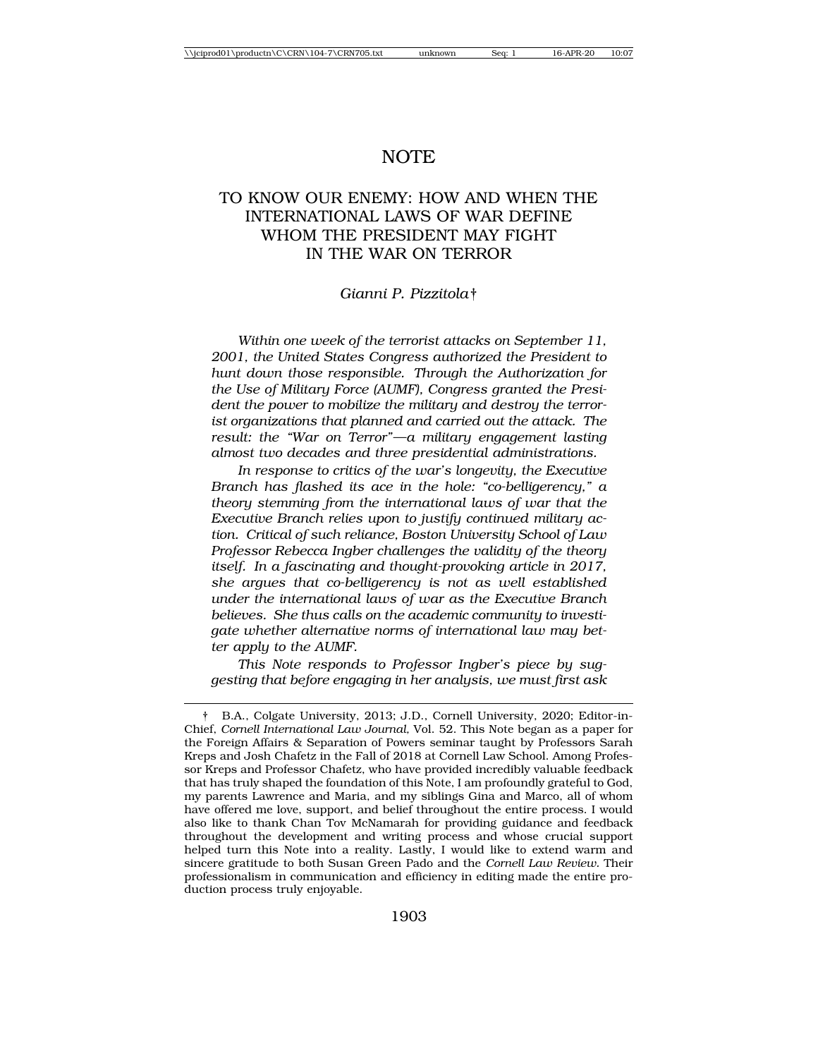# NOTE

## TO KNOW OUR ENEMY: HOW AND WHEN THE INTERNATIONAL LAWS OF WAR DEFINE WHOM THE PRESIDENT MAY FIGHT IN THE WAR ON TERROR

*Gianni P. Pizzitola*†

*Within one week of the terrorist attacks on September 11, 2001, the United States Congress authorized the President to hunt down those responsible. Through the Authorization for the Use of Military Force (AUMF), Congress granted the President the power to mobilize the military and destroy the terrorist organizations that planned and carried out the attack. The result: the "War on Terror"—a military engagement lasting almost two decades and three presidential administrations.*

*In response to critics of the war's longevity, the Executive Branch has flashed its ace in the hole: "co-belligerency," a theory stemming from the international laws of war that the Executive Branch relies upon to justify continued military action. Critical of such reliance, Boston University School of Law Professor Rebecca Ingber challenges the validity of the theory itself. In a fascinating and thought-provoking article in 2017, she argues that co-belligerency is not as well established under the international laws of war as the Executive Branch believes. She thus calls on the academic community to investigate whether alternative norms of international law may better apply to the AUMF.*

*This Note responds to Professor Ingber's piece by suggesting that before engaging in her analysis, we must first ask*

† B.A., Colgate University, 2013; J.D., Cornell University, 2020; Editor-in-Chief, *Cornell International Law Journal*, Vol. 52. This Note began as a paper for the Foreign Affairs & Separation of Powers seminar taught by Professors Sarah Kreps and Josh Chafetz in the Fall of 2018 at Cornell Law School. Among Professor Kreps and Professor Chafetz, who have provided incredibly valuable feedback that has truly shaped the foundation of this Note, I am profoundly grateful to God, my parents Lawrence and Maria, and my siblings Gina and Marco, all of whom have offered me love, support, and belief throughout the entire process. I would also like to thank Chan Tov McNamarah for providing guidance and feedback throughout the development and writing process and whose crucial support helped turn this Note into a reality. Lastly, I would like to extend warm and sincere gratitude to both Susan Green Pado and the *Cornell Law Review*. Their professionalism in communication and efficiency in editing made the entire production process truly enjoyable.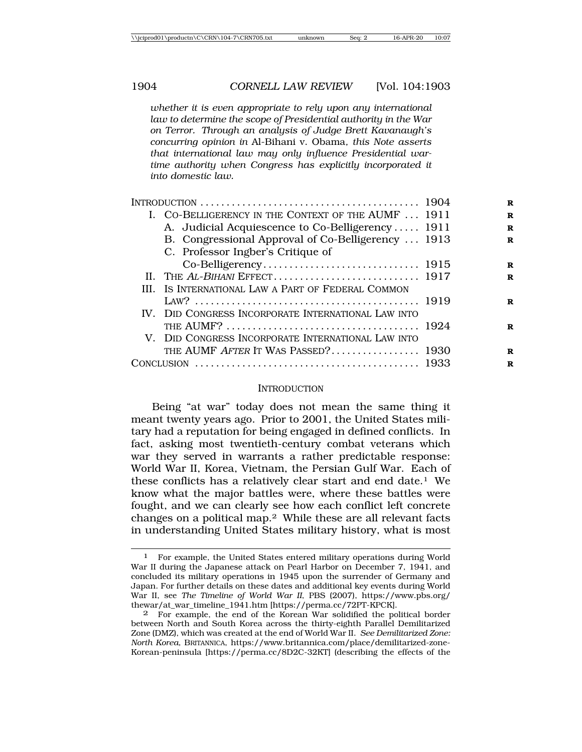*whether it is even appropriate to rely upon any international law to determine the scope of Presidential authority in the War on Terror. Through an analysis of Judge Brett Kavanaugh's concurring opinion in* Al-Bihani v. Obama, *this Note asserts that international law may only influence Presidential wartime authority when Congress has explicitly incorporated it into domestic law.*

| | |
|---|---|
| INTRODUCTION | 1904 |
| I. CO-BELLIGERENCY IN THE CONTEXT OF THE AUMF | 1911 |
| A. Judicial Acquiescence to Co-Belligerency | 1911 |
| B. Congressional Approval of Co-Belligerency | 1913 |
| C. Professor Ingber's Critique of Co-Belligerency | 1915 |
| II. THE *AL-BIHANI* EFFECT | 1917 |
| III. IS INTERNATIONAL LAW A PART OF FEDERAL COMMON LAW? | 1919 |
| IV. DID CONGRESS INCORPORATE INTERNATIONAL LAW INTO THE AUMF? | 1924 |
| V. DID CONGRESS INCORPORATE INTERNATIONAL LAW INTO THE AUMF *AFTER* IT WAS PASSED? | 1930 |
| CONCLUSION | 1933 |

## INTRODUCTION

Being "at war" today does not mean the same thing it meant twenty years ago. Prior to 2001, the United States military had a reputation for being engaged in defined conflicts. In fact, asking most twentieth-century combat veterans which war they served in warrants a rather predictable response: World War II, Korea, Vietnam, the Persian Gulf War. Each of these conflicts has a relatively clear start and end date.[1] We know what the major battles were, where these battles were fought, and we can clearly see how each conflict left concrete changes on a political map.[2] While these are all relevant facts in understanding United States military history, what is most

---

[1] For example, the United States entered military operations during World War II during the Japanese attack on Pearl Harbor on December 7, 1941, and concluded its military operations in 1945 upon the surrender of Germany and Japan. For further details on these dates and additional key events during World War II, see *The Timeline of World War II*, PBS (2007), https://www.pbs.org/thewar/at_war_timeline_1941.htm [https://perma.cc/72PT-KPCK].

[2] For example, the end of the Korean War solidified the political border between North and South Korea across the thirty-eighth Parallel Demilitarized Zone (DMZ), which was created at the end of World War II. *See Demilitarized Zone: North Korea*, BRITANNICA, https://www.britannica.com/place/demilitarized-zone-Korean-peninsula [https://perma.cc/8D2C-32KT] (describing the effects of the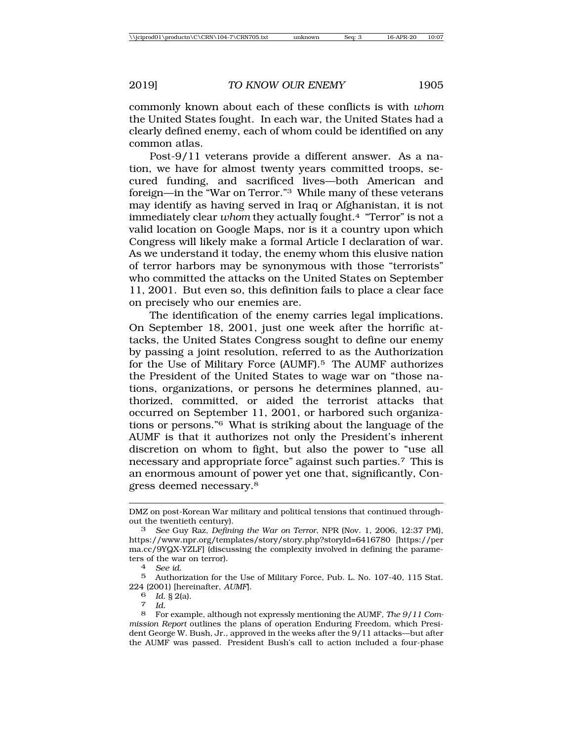commonly known about each of these conflicts is with *whom* the United States fought. In each war, the United States had a clearly defined enemy, each of whom could be identified on any common atlas.

Post-9/11 veterans provide a different answer. As a nation, we have for almost twenty years committed troops, secured funding, and sacrificed lives—both American and foreign—in the "War on Terror."[3] While many of these veterans may identify as having served in Iraq or Afghanistan, it is not immediately clear *whom* they actually fought.[4] "Terror" is not a valid location on Google Maps, nor is it a country upon which Congress will likely make a formal Article I declaration of war. As we understand it today, the enemy whom this elusive nation of terror harbors may be synonymous with those "terrorists" who committed the attacks on the United States on September 11, 2001. But even so, this definition fails to place a clear face on precisely who our enemies are.

The identification of the enemy carries legal implications. On September 18, 2001, just one week after the horrific attacks, the United States Congress sought to define our enemy by passing a joint resolution, referred to as the Authorization for the Use of Military Force (AUMF).[5] The AUMF authorizes the President of the United States to wage war on "those nations, organizations, or persons he determines planned, authorized, committed, or aided the terrorist attacks that occurred on September 11, 2001, or harbored such organizations or persons."[6] What is striking about the language of the AUMF is that it authorizes not only the President's inherent discretion on whom to fight, but also the power to "use all necessary and appropriate force" against such parties.[7] This is an enormous amount of power yet one that, significantly, Congress deemed necessary.[8]

---

DMZ on post-Korean War military and political tensions that continued throughout the twentieth century).

3 *See* Guy Raz, *Defining the War on Terror*, NPR (Nov. 1, 2006, 12:37 PM), https://www.npr.org/templates/story/story.php?storyId=6416780 [https://perma.cc/9YQX-YZLF] (discussing the complexity involved in defining the parameters of the war on terror).

4 *See id.*

5 Authorization for the Use of Military Force, Pub. L. No. 107-40, 115 Stat. 224 (2001) [hereinafter, *AUMF*].

6 *Id.* § 2(a).

7 *Id.*

8 For example, although not expressly mentioning the AUMF, *The 9/11 Commission Report* outlines the plans of operation Enduring Freedom, which President George W. Bush, Jr., approved in the weeks after the 9/11 attacks—but after the AUMF was passed. President Bush's call to action included a four-phase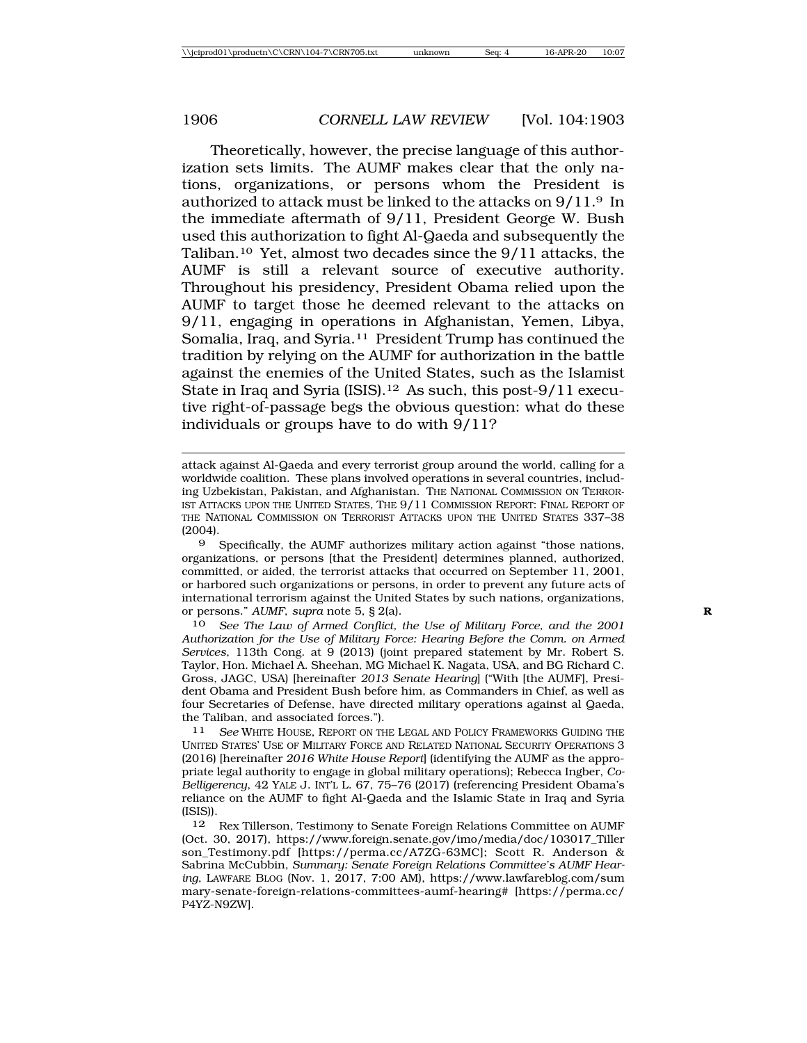Theoretically, however, the precise language of this authorization sets limits. The AUMF makes clear that the only nations, organizations, or persons whom the President is authorized to attack must be linked to the attacks on 9/11.[9] In the immediate aftermath of 9/11, President George W. Bush used this authorization to fight Al-Qaeda and subsequently the Taliban.[10] Yet, almost two decades since the 9/11 attacks, the AUMF is still a relevant source of executive authority. Throughout his presidency, President Obama relied upon the AUMF to target those he deemed relevant to the attacks on 9/11, engaging in operations in Afghanistan, Yemen, Libya, Somalia, Iraq, and Syria.[11] President Trump has continued the tradition by relying on the AUMF for authorization in the battle against the enemies of the United States, such as the Islamist State in Iraq and Syria (ISIS).[12] As such, this post-9/11 executive right-of-passage begs the obvious question: what do these individuals or groups have to do with 9/11?

---

attack against Al-Qaeda and every terrorist group around the world, calling for a worldwide coalition. These plans involved operations in several countries, including Uzbekistan, Pakistan, and Afghanistan. THE NATIONAL COMMISSION ON TERRORIST ATTACKS UPON THE UNITED STATES, THE 9/11 COMMISSION REPORT: FINAL REPORT OF THE NATIONAL COMMISSION ON TERRORIST ATTACKS UPON THE UNITED STATES 337–38 (2004).

9 Specifically, the AUMF authorizes military action against "those nations, organizations, or persons [that the President] determines planned, authorized, committed, or aided, the terrorist attacks that occurred on September 11, 2001, or harbored such organizations or persons, in order to prevent any future acts of international terrorism against the United States by such nations, organizations, or persons." *AUMF*, *supra* note 5, § 2(a).

10 *See The Law of Armed Conflict, the Use of Military Force, and the 2001 Authorization for the Use of Military Force: Hearing Before the Comm. on Armed Services*, 113th Cong. at 9 (2013) (joint prepared statement by Mr. Robert S. Taylor, Hon. Michael A. Sheehan, MG Michael K. Nagata, USA, and BG Richard C. Gross, JAGC, USA) [hereinafter *2013 Senate Hearing*] ("With [the AUMF], President Obama and President Bush before him, as Commanders in Chief, as well as four Secretaries of Defense, have directed military operations against al Qaeda, the Taliban, and associated forces.").

11 *See* WHITE HOUSE, REPORT ON THE LEGAL AND POLICY FRAMEWORKS GUIDING THE UNITED STATES' USE OF MILITARY FORCE AND RELATED NATIONAL SECURITY OPERATIONS 3 (2016) [hereinafter *2016 White House Report*] (identifying the AUMF as the appropriate legal authority to engage in global military operations); Rebecca Ingber, *Co-Belligerency*, 42 YALE J. INT'L L. 67, 75–76 (2017) (referencing President Obama's reliance on the AUMF to fight Al-Qaeda and the Islamic State in Iraq and Syria (ISIS)).

12 Rex Tillerson, Testimony to Senate Foreign Relations Committee on AUMF (Oct. 30, 2017), https://www.foreign.senate.gov/imo/media/doc/103017_Tillerson_Testimony.pdf [https://perma.cc/A7ZG-63MC]; Scott R. Anderson & Sabrina McCubbin, *Summary: Senate Foreign Relations Committee's AUMF Hearing*, LAWFARE BLOG (Nov. 1, 2017, 7:00 AM), https://www.lawfareblog.com/summary-senate-foreign-relations-committees-aumf-hearing# [https://perma.cc/P4YZ-N9ZW].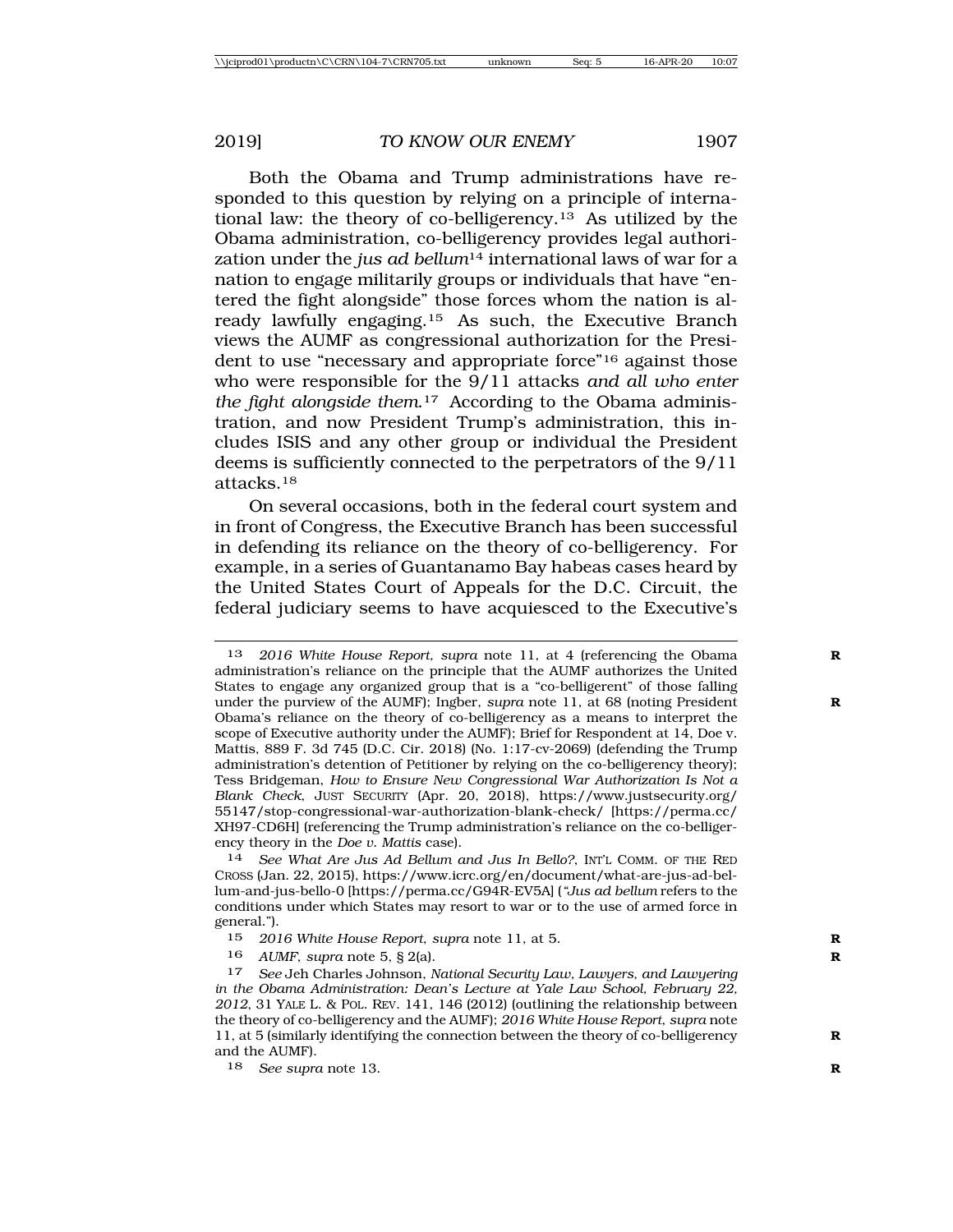Both the Obama and Trump administrations have responded to this question by relying on a principle of international law: the theory of co-belligerency.[13] As utilized by the Obama administration, co-belligerency provides legal authorization under the *jus ad bellum*[14] international laws of war for a nation to engage militarily groups or individuals that have "entered the fight alongside" those forces whom the nation is already lawfully engaging.[15] As such, the Executive Branch views the AUMF as congressional authorization for the President to use "necessary and appropriate force"[16] against those who were responsible for the 9/11 attacks *and all who enter the fight alongside them*.[17] According to the Obama administration, and now President Trump's administration, this includes ISIS and any other group or individual the President deems is sufficiently connected to the perpetrators of the 9/11 attacks.[18]

On several occasions, both in the federal court system and in front of Congress, the Executive Branch has been successful in defending its reliance on the theory of co-belligerency. For example, in a series of Guantanamo Bay habeas cases heard by the United States Court of Appeals for the D.C. Circuit, the federal judiciary seems to have acquiesced to the Executive's

---

13 *2016 White House Report*, *supra* note 11, at 4 (referencing the Obama administration's reliance on the principle that the AUMF authorizes the United States to engage any organized group that is a "co-belligerent" of those falling under the purview of the AUMF); Ingber, *supra* note 11, at 68 (noting President Obama's reliance on the theory of co-belligerency as a means to interpret the scope of Executive authority under the AUMF); Brief for Respondent at 14, Doe v. Mattis, 889 F. 3d 745 (D.C. Cir. 2018) (No. 1:17-cv-2069) (defending the Trump administration's detention of Petitioner by relying on the co-belligerency theory); Tess Bridgeman, *How to Ensure New Congressional War Authorization Is Not a Blank Check*, JUST SECURITY (Apr. 20, 2018), https://www.justsecurity.org/55147/stop-congressional-war-authorization-blank-check/ [https://perma.cc/XH97-CD6H] (referencing the Trump administration's reliance on the co-belligerency theory in the *Doe v. Mattis* case).

14 *See What Are Jus Ad Bellum and Jus In Bello?*, INT'L COMM. OF THE RED CROSS (Jan. 22, 2015), https://www.icrc.org/en/document/what-are-jus-ad-bellum-and-jus-bello-0 [https://perma.cc/G94R-EV5A] ("*Jus ad bellum* refers to the conditions under which States may resort to war or to the use of armed force in general.").

15 *2016 White House Report*, *supra* note 11, at 5.

16 *AUMF*, *supra* note 5, § 2(a).

17 *See* Jeh Charles Johnson, *National Security Law, Lawyers, and Lawyering in the Obama Administration: Dean's Lecture at Yale Law School, February 22, 2012*, 31 YALE L. & POL. REV. 141, 146 (2012) (outlining the relationship between the theory of co-belligerency and the AUMF); *2016 White House Report*, *supra* note 11, at 5 (similarly identifying the connection between the theory of co-belligerency and the AUMF).

18 *See supra* note 13.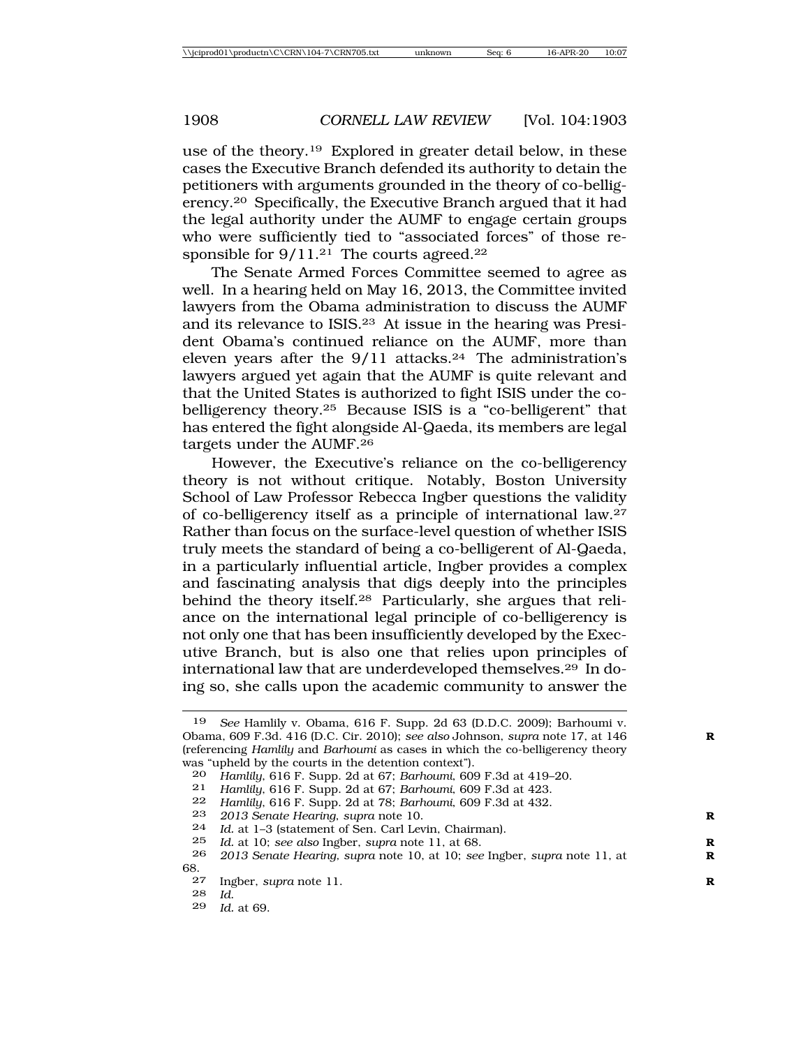use of the theory.[19] Explored in greater detail below, in these cases the Executive Branch defended its authority to detain the petitioners with arguments grounded in the theory of co-belligerency.[20] Specifically, the Executive Branch argued that it had the legal authority under the AUMF to engage certain groups who were sufficiently tied to "associated forces" of those responsible for 9/11.[21] The courts agreed.[22]

The Senate Armed Forces Committee seemed to agree as well. In a hearing held on May 16, 2013, the Committee invited lawyers from the Obama administration to discuss the AUMF and its relevance to ISIS.[23] At issue in the hearing was President Obama's continued reliance on the AUMF, more than eleven years after the 9/11 attacks.[24] The administration's lawyers argued yet again that the AUMF is quite relevant and that the United States is authorized to fight ISIS under the co-belligerency theory.[25] Because ISIS is a "co-belligerent" that has entered the fight alongside Al-Qaeda, its members are legal targets under the AUMF.[26]

However, the Executive's reliance on the co-belligerency theory is not without critique. Notably, Boston University School of Law Professor Rebecca Ingber questions the validity of co-belligerency itself as a principle of international law.[27] Rather than focus on the surface-level question of whether ISIS truly meets the standard of being a co-belligerent of Al-Qaeda, in a particularly influential article, Ingber provides a complex and fascinating analysis that digs deeply into the principles behind the theory itself.[28] Particularly, she argues that reliance on the international legal principle of co-belligerency is not only one that has been insufficiently developed by the Executive Branch, but is also one that relies upon principles of international law that are underdeveloped themselves.[29] In doing so, she calls upon the academic community to answer the

---

[19] *See* Hamlily v. Obama, 616 F. Supp. 2d 63 (D.D.C. 2009); Barhoumi v. Obama, 609 F.3d. 416 (D.C. Cir. 2010); *see also* Johnson, *supra* note 17, at 146 (referencing *Hamlily* and *Barhoumi* as cases in which the co-belligerency theory was "upheld by the courts in the detention context").

[20] *Hamlily*, 616 F. Supp. 2d at 67; *Barhoumi*, 609 F.3d at 419–20.

[21] *Hamlily*, 616 F. Supp. 2d at 67; *Barhoumi*, 609 F.3d at 423.

[22] *Hamlily*, 616 F. Supp. 2d at 78; *Barhoumi*, 609 F.3d at 432.

[23] *2013 Senate Hearing*, *supra* note 10.

[24] *Id.* at 1–3 (statement of Sen. Carl Levin, Chairman).

[25] *Id.* at 10; *see also* Ingber, *supra* note 11, at 68.

[26] *2013 Senate Hearing*, *supra* note 10, at 10; *see* Ingber, *supra* note 11, at 68.

[27] Ingber, *supra* note 11.

[28] *Id.*

[29] *Id.* at 69.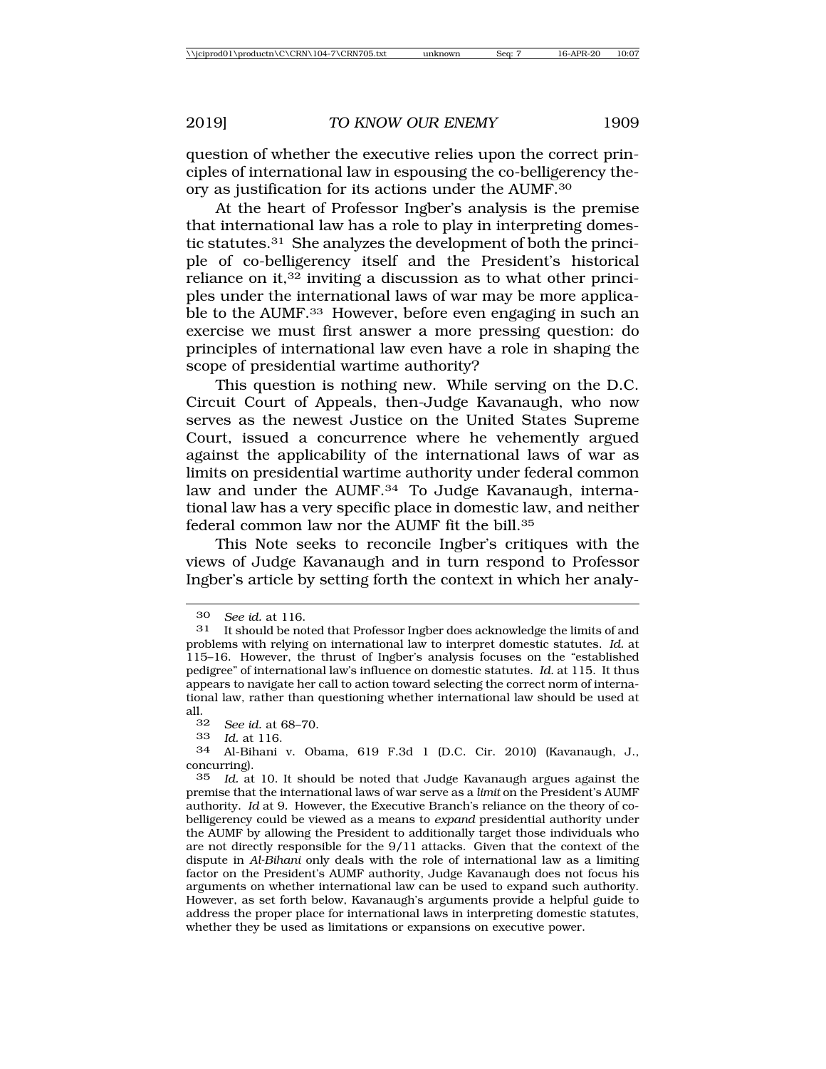question of whether the executive relies upon the correct principles of international law in espousing the co-belligerency theory as justification for its actions under the AUMF.[30]

At the heart of Professor Ingber's analysis is the premise that international law has a role to play in interpreting domestic statutes.[31] She analyzes the development of both the principle of co-belligerency itself and the President's historical reliance on it,[32] inviting a discussion as to what other principles under the international laws of war may be more applicable to the AUMF.[33] However, before even engaging in such an exercise we must first answer a more pressing question: do principles of international law even have a role in shaping the scope of presidential wartime authority?

This question is nothing new. While serving on the D.C. Circuit Court of Appeals, then-Judge Kavanaugh, who now serves as the newest Justice on the United States Supreme Court, issued a concurrence where he vehemently argued against the applicability of the international laws of war as limits on presidential wartime authority under federal common law and under the AUMF.[34] To Judge Kavanaugh, international law has a very specific place in domestic law, and neither federal common law nor the AUMF fit the bill.[35]

This Note seeks to reconcile Ingber's critiques with the views of Judge Kavanaugh and in turn respond to Professor Ingber's article by setting forth the context in which her analy-

---

30 *See id.* at 116.

31 It should be noted that Professor Ingber does acknowledge the limits of and problems with relying on international law to interpret domestic statutes. *Id.* at 115–16. However, the thrust of Ingber's analysis focuses on the "established pedigree" of international law's influence on domestic statutes. *Id.* at 115. It thus appears to navigate her call to action toward selecting the correct norm of international law, rather than questioning whether international law should be used at all.

32 *See id.* at 68–70.

33 *Id.* at 116.

34 Al-Bihani v. Obama, 619 F.3d 1 (D.C. Cir. 2010) (Kavanaugh, J., concurring).

35 *Id.* at 10. It should be noted that Judge Kavanaugh argues against the premise that the international laws of war serve as a *limit* on the President's AUMF authority. *Id* at 9. However, the Executive Branch's reliance on the theory of co-belligerency could be viewed as a means to *expand* presidential authority under the AUMF by allowing the President to additionally target those individuals who are not directly responsible for the 9/11 attacks. Given that the context of the dispute in *Al-Bihani* only deals with the role of international law as a limiting factor on the President's AUMF authority, Judge Kavanaugh does not focus his arguments on whether international law can be used to expand such authority. However, as set forth below, Kavanaugh's arguments provide a helpful guide to address the proper place for international laws in interpreting domestic statutes, whether they be used as limitations or expansions on executive power.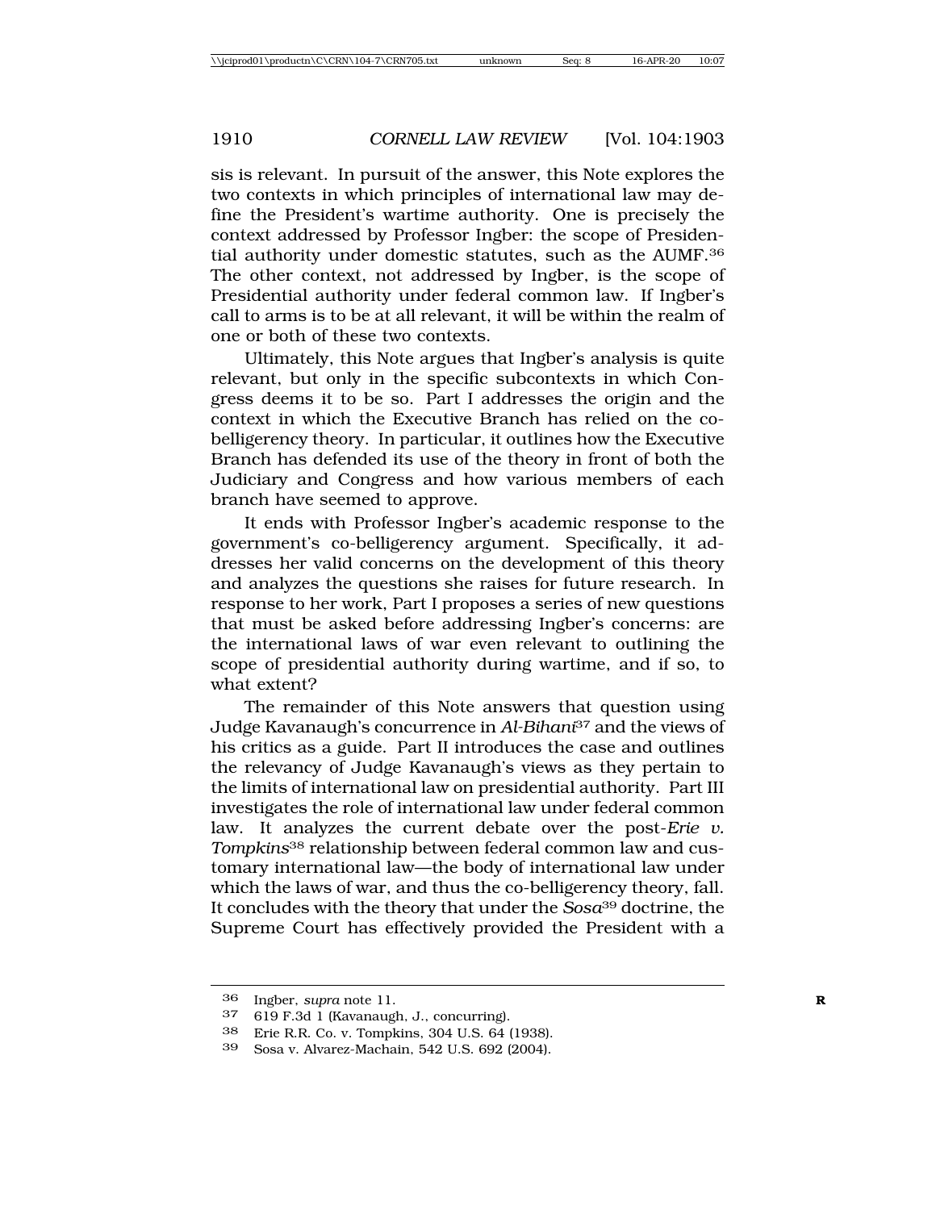sis is relevant. In pursuit of the answer, this Note explores the two contexts in which principles of international law may define the President's wartime authority. One is precisely the context addressed by Professor Ingber: the scope of Presidential authority under domestic statutes, such as the AUMF.[36] The other context, not addressed by Ingber, is the scope of Presidential authority under federal common law. If Ingber's call to arms is to be at all relevant, it will be within the realm of one or both of these two contexts.

Ultimately, this Note argues that Ingber's analysis is quite relevant, but only in the specific subcontexts in which Congress deems it to be so. Part I addresses the origin and the context in which the Executive Branch has relied on the co-belligerency theory. In particular, it outlines how the Executive Branch has defended its use of the theory in front of both the Judiciary and Congress and how various members of each branch have seemed to approve.

It ends with Professor Ingber's academic response to the government's co-belligerency argument. Specifically, it addresses her valid concerns on the development of this theory and analyzes the questions she raises for future research. In response to her work, Part I proposes a series of new questions that must be asked before addressing Ingber's concerns: are the international laws of war even relevant to outlining the scope of presidential authority during wartime, and if so, to what extent?

The remainder of this Note answers that question using Judge Kavanaugh's concurrence in *Al-Bihani*[37] and the views of his critics as a guide. Part II introduces the case and outlines the relevancy of Judge Kavanaugh's views as they pertain to the limits of international law on presidential authority. Part III investigates the role of international law under federal common law. It analyzes the current debate over the post-*Erie v. Tompkins*[38] relationship between federal common law and customary international law—the body of international law under which the laws of war, and thus the co-belligerency theory, fall. It concludes with the theory that under the *Sosa*[39] doctrine, the Supreme Court has effectively provided the President with a

---

[36] Ingber, *supra* note 11.

[37] 619 F.3d 1 (Kavanaugh, J., concurring).

[38] Erie R.R. Co. v. Tompkins, 304 U.S. 64 (1938).

[39] Sosa v. Alvarez-Machain, 542 U.S. 692 (2004).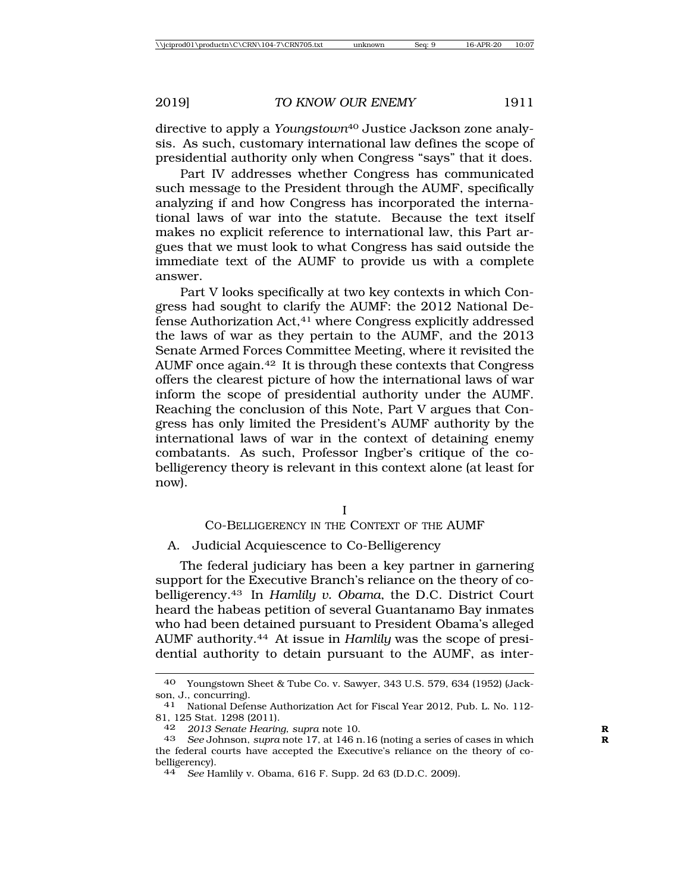directive to apply a *Youngstown*[40] Justice Jackson zone analysis. As such, customary international law defines the scope of presidential authority only when Congress "says" that it does.

Part IV addresses whether Congress has communicated such message to the President through the AUMF, specifically analyzing if and how Congress has incorporated the international laws of war into the statute. Because the text itself makes no explicit reference to international law, this Part argues that we must look to what Congress has said outside the immediate text of the AUMF to provide us with a complete answer.

Part V looks specifically at two key contexts in which Congress had sought to clarify the AUMF: the 2012 National Defense Authorization Act,[41] where Congress explicitly addressed the laws of war as they pertain to the AUMF, and the 2013 Senate Armed Forces Committee Meeting, where it revisited the AUMF once again.[42] It is through these contexts that Congress offers the clearest picture of how the international laws of war inform the scope of presidential authority under the AUMF. Reaching the conclusion of this Note, Part V argues that Congress has only limited the President's AUMF authority by the international laws of war in the context of detaining enemy combatants. As such, Professor Ingber's critique of the co-belligerency theory is relevant in this context alone (at least for now).

## I
## CO-BELLIGERENCY IN THE CONTEXT OF THE AUMF

### A. Judicial Acquiescence to Co-Belligerency

The federal judiciary has been a key partner in garnering support for the Executive Branch's reliance on the theory of co-belligerency.[43] In *Hamlily v. Obama*, the D.C. District Court heard the habeas petition of several Guantanamo Bay inmates who had been detained pursuant to President Obama's alleged AUMF authority.[44] At issue in *Hamlily* was the scope of presidential authority to detain pursuant to the AUMF, as inter-

---

40 Youngstown Sheet & Tube Co. v. Sawyer, 343 U.S. 579, 634 (1952) (Jackson, J., concurring).

41 National Defense Authorization Act for Fiscal Year 2012, Pub. L. No. 112-81, 125 Stat. 1298 (2011).

42 *2013 Senate Hearing*, *supra* note 10.

43 *See* Johnson, *supra* note 17, at 146 n.16 (noting a series of cases in which the federal courts have accepted the Executive's reliance on the theory of co-belligerency).

44 *See* Hamlily v. Obama, 616 F. Supp. 2d 63 (D.D.C. 2009).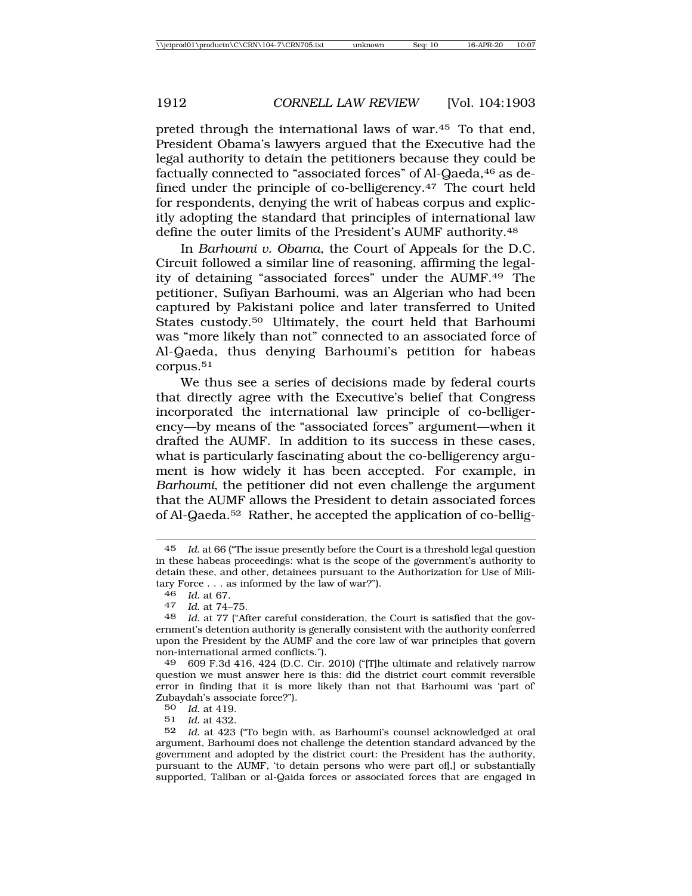preted through the international laws of war.[45] To that end, President Obama's lawyers argued that the Executive had the legal authority to detain the petitioners because they could be factually connected to "associated forces" of Al-Qaeda,[46] as defined under the principle of co-belligerency.[47] The court held for respondents, denying the writ of habeas corpus and explicitly adopting the standard that principles of international law define the outer limits of the President's AUMF authority.[48]

In *Barhoumi v. Obama*, the Court of Appeals for the D.C. Circuit followed a similar line of reasoning, affirming the legality of detaining "associated forces" under the AUMF.[49] The petitioner, Sufiyan Barhoumi, was an Algerian who had been captured by Pakistani police and later transferred to United States custody.[50] Ultimately, the court held that Barhoumi was "more likely than not" connected to an associated force of Al-Qaeda, thus denying Barhoumi's petition for habeas corpus.[51]

We thus see a series of decisions made by federal courts that directly agree with the Executive's belief that Congress incorporated the international law principle of co-belligerency—by means of the "associated forces" argument—when it drafted the AUMF. In addition to its success in these cases, what is particularly fascinating about the co-belligerency argument is how widely it has been accepted. For example, in *Barhoumi*, the petitioner did not even challenge the argument that the AUMF allows the President to detain associated forces of Al-Qaeda.[52] Rather, he accepted the application of co-bellig-

---

45 *Id.* at 66 ("The issue presently before the Court is a threshold legal question in these habeas proceedings: what is the scope of the government's authority to detain these, and other, detainees pursuant to the Authorization for Use of Military Force . . . as informed by the law of war?").

46 *Id.* at 67.

47 *Id.* at 74–75.

48 *Id.* at 77 ("After careful consideration, the Court is satisfied that the government's detention authority is generally consistent with the authority conferred upon the President by the AUMF and the core law of war principles that govern non-international armed conflicts.").

49 609 F.3d 416, 424 (D.C. Cir. 2010) ("[T]he ultimate and relatively narrow question we must answer here is this: did the district court commit reversible error in finding that it is more likely than not that Barhoumi was 'part of' Zubaydah's associate force?").

50 *Id.* at 419.

51 *Id.* at 432.

52 *Id.* at 423 ("To begin with, as Barhoumi's counsel acknowledged at oral argument, Barhoumi does not challenge the detention standard advanced by the government and adopted by the district court: the President has the authority, pursuant to the AUMF, 'to detain persons who were part of[,] or substantially supported, Taliban or al-Qaida forces or associated forces that are engaged in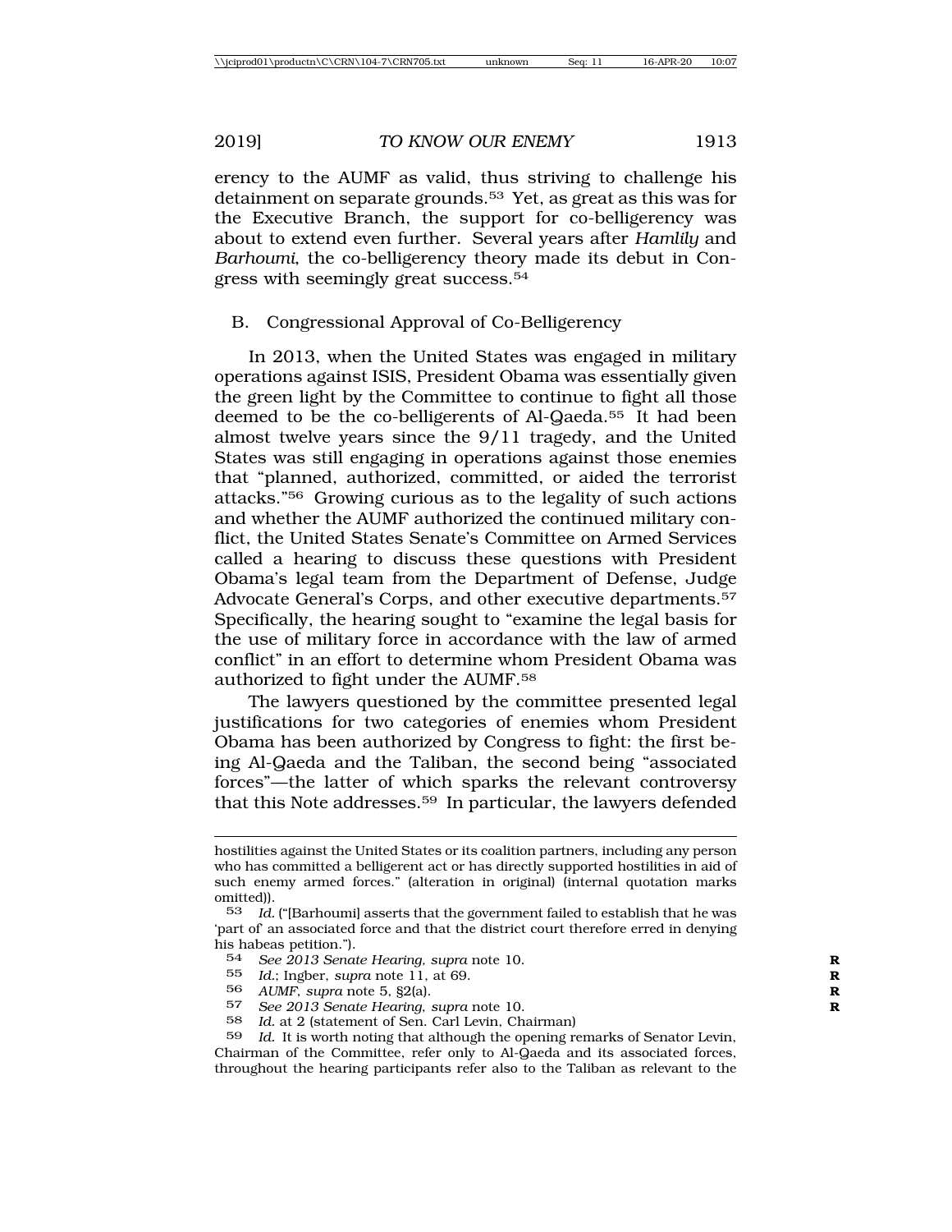erency to the AUMF as valid, thus striving to challenge his detainment on separate grounds.[53] Yet, as great as this was for the Executive Branch, the support for co-belligerency was about to extend even further. Several years after *Hamlily* and *Barhoumi*, the co-belligerency theory made its debut in Congress with seemingly great success.[54]

## B. Congressional Approval of Co-Belligerency

In 2013, when the United States was engaged in military operations against ISIS, President Obama was essentially given the green light by the Committee to continue to fight all those deemed to be the co-belligerents of Al-Qaeda.[55] It had been almost twelve years since the 9/11 tragedy, and the United States was still engaging in operations against those enemies that "planned, authorized, committed, or aided the terrorist attacks."[56] Growing curious as to the legality of such actions and whether the AUMF authorized the continued military conflict, the United States Senate's Committee on Armed Services called a hearing to discuss these questions with President Obama's legal team from the Department of Defense, Judge Advocate General's Corps, and other executive departments.[57] Specifically, the hearing sought to "examine the legal basis for the use of military force in accordance with the law of armed conflict" in an effort to determine whom President Obama was authorized to fight under the AUMF.[58]

The lawyers questioned by the committee presented legal justifications for two categories of enemies whom President Obama has been authorized by Congress to fight: the first being Al-Qaeda and the Taliban, the second being "associated forces"—the latter of which sparks the relevant controversy that this Note addresses.[59] In particular, the lawyers defended

---

hostilities against the United States or its coalition partners, including any person who has committed a belligerent act or has directly supported hostilities in aid of such enemy armed forces." (alteration in original) (internal quotation marks omitted)).

53 *Id.* ("[Barhoumi] asserts that the government failed to establish that he was 'part of' an associated force and that the district court therefore erred in denying his habeas petition.").

54 *See 2013 Senate Hearing*, *supra* note 10.

55 *Id.*; Ingber, *supra* note 11, at 69.

56 *AUMF*, *supra* note 5, §2(a).

57 *See 2013 Senate Hearing*, *supra* note 10.

58 *Id.* at 2 (statement of Sen. Carl Levin, Chairman)

59 *Id.* It is worth noting that although the opening remarks of Senator Levin, Chairman of the Committee, refer only to Al-Qaeda and its associated forces, throughout the hearing participants refer also to the Taliban as relevant to the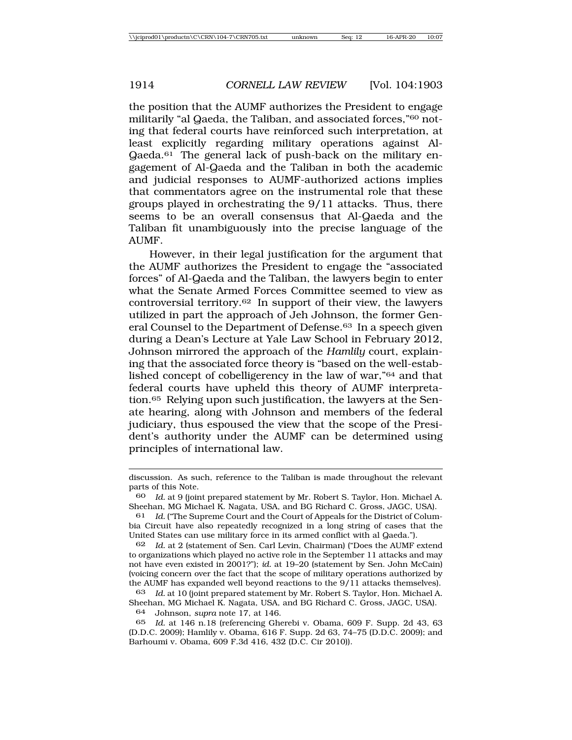the position that the AUMF authorizes the President to engage militarily "al Qaeda, the Taliban, and associated forces,"[60] noting that federal courts have reinforced such interpretation, at least explicitly regarding military operations against Al-Qaeda.[61] The general lack of push-back on the military engagement of Al-Qaeda and the Taliban in both the academic and judicial responses to AUMF-authorized actions implies that commentators agree on the instrumental role that these groups played in orchestrating the 9/11 attacks. Thus, there seems to be an overall consensus that Al-Qaeda and the Taliban fit unambiguously into the precise language of the AUMF.

However, in their legal justification for the argument that the AUMF authorizes the President to engage the "associated forces" of Al-Qaeda and the Taliban, the lawyers begin to enter what the Senate Armed Forces Committee seemed to view as controversial territory.[62] In support of their view, the lawyers utilized in part the approach of Jeh Johnson, the former General Counsel to the Department of Defense.[63] In a speech given during a Dean's Lecture at Yale Law School in February 2012, Johnson mirrored the approach of the *Hamlily* court, explaining that the associated force theory is "based on the well-established concept of cobelligerency in the law of war,"[64] and that federal courts have upheld this theory of AUMF interpretation.[65] Relying upon such justification, the lawyers at the Senate hearing, along with Johnson and members of the federal judiciary, thus espoused the view that the scope of the President's authority under the AUMF can be determined using principles of international law.

---

discussion. As such, reference to the Taliban is made throughout the relevant parts of this Note.

[60] *Id.* at 9 (joint prepared statement by Mr. Robert S. Taylor, Hon. Michael A. Sheehan, MG Michael K. Nagata, USA, and BG Richard C. Gross, JAGC, USA).

[61] *Id.* ("The Supreme Court and the Court of Appeals for the District of Columbia Circuit have also repeatedly recognized in a long string of cases that the United States can use military force in its armed conflict with al Qaeda.").

[62] *Id.* at 2 (statement of Sen. Carl Levin, Chairman) ("Does the AUMF extend to organizations which played no active role in the September 11 attacks and may not have even existed in 2001?"); *id.* at 19–20 (statement by Sen. John McCain) (voicing concern over the fact that the scope of military operations authorized by the AUMF has expanded well beyond reactions to the 9/11 attacks themselves).

[63] *Id.* at 10 (joint prepared statement by Mr. Robert S. Taylor, Hon. Michael A. Sheehan, MG Michael K. Nagata, USA, and BG Richard C. Gross, JAGC, USA).

[64] Johnson, *supra* note 17, at 146.

[65] *Id.* at 146 n.18 (referencing Gherebi v. Obama, 609 F. Supp. 2d 43, 63 (D.D.C. 2009); Hamlily v. Obama, 616 F. Supp. 2d 63, 74–75 (D.D.C. 2009); and Barhoumi v. Obama, 609 F.3d 416, 432 (D.C. Cir 2010)).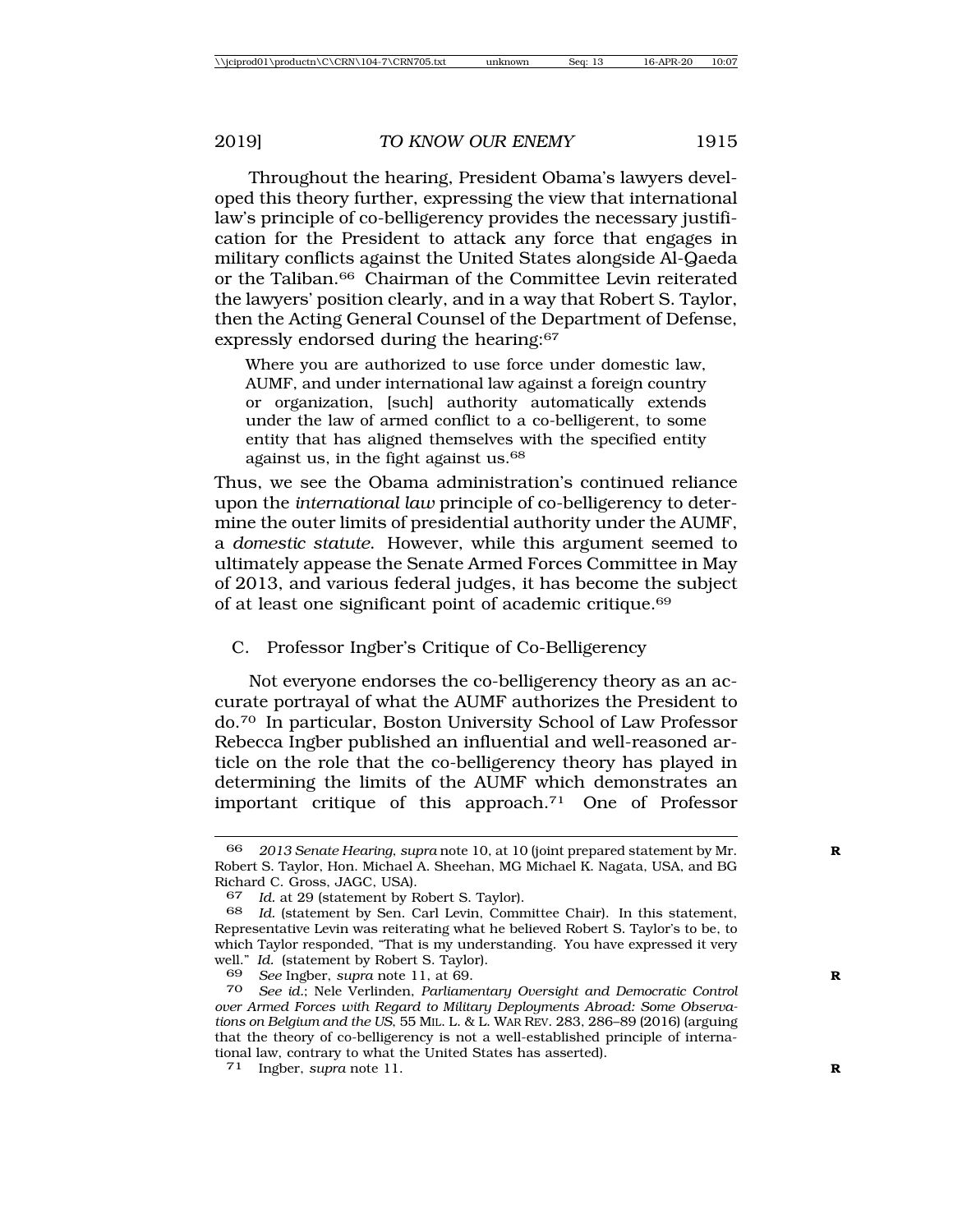Throughout the hearing, President Obama's lawyers developed this theory further, expressing the view that international law's principle of co-belligerency provides the necessary justification for the President to attack any force that engages in military conflicts against the United States alongside Al-Qaeda or the Taliban.[66] Chairman of the Committee Levin reiterated the lawyers' position clearly, and in a way that Robert S. Taylor, then the Acting General Counsel of the Department of Defense, expressly endorsed during the hearing:[67]

> Where you are authorized to use force under domestic law, AUMF, and under international law against a foreign country or organization, [such] authority automatically extends under the law of armed conflict to a co-belligerent, to some entity that has aligned themselves with the specified entity against us, in the fight against us.[68]

Thus, we see the Obama administration's continued reliance upon the *international law* principle of co-belligerency to determine the outer limits of presidential authority under the AUMF, a *domestic statute*. However, while this argument seemed to ultimately appease the Senate Armed Forces Committee in May of 2013, and various federal judges, it has become the subject of at least one significant point of academic critique.[69]

## C. Professor Ingber's Critique of Co-Belligerency

Not everyone endorses the co-belligerency theory as an accurate portrayal of what the AUMF authorizes the President to do.[70] In particular, Boston University School of Law Professor Rebecca Ingber published an influential and well-reasoned article on the role that the co-belligerency theory has played in determining the limits of the AUMF which demonstrates an important critique of this approach.[71] One of Professor

---

66 *2013 Senate Hearing*, *supra* note 10, at 10 (joint prepared statement by Mr. Robert S. Taylor, Hon. Michael A. Sheehan, MG Michael K. Nagata, USA, and BG Richard C. Gross, JAGC, USA).

67 *Id.* at 29 (statement by Robert S. Taylor).

68 *Id.* (statement by Sen. Carl Levin, Committee Chair). In this statement, Representative Levin was reiterating what he believed Robert S. Taylor's to be, to which Taylor responded, "That is my understanding. You have expressed it very well." *Id.* (statement by Robert S. Taylor).

69 *See* Ingber, *supra* note 11, at 69.

70 *See id.*; Nele Verlinden, *Parliamentary Oversight and Democratic Control over Armed Forces with Regard to Military Deployments Abroad: Some Observations on Belgium and the US*, 55 MIL. L. & L. WAR REV. 283, 286–89 (2016) (arguing that the theory of co-belligerency is not a well-established principle of international law, contrary to what the United States has asserted).

71 Ingber, *supra* note 11.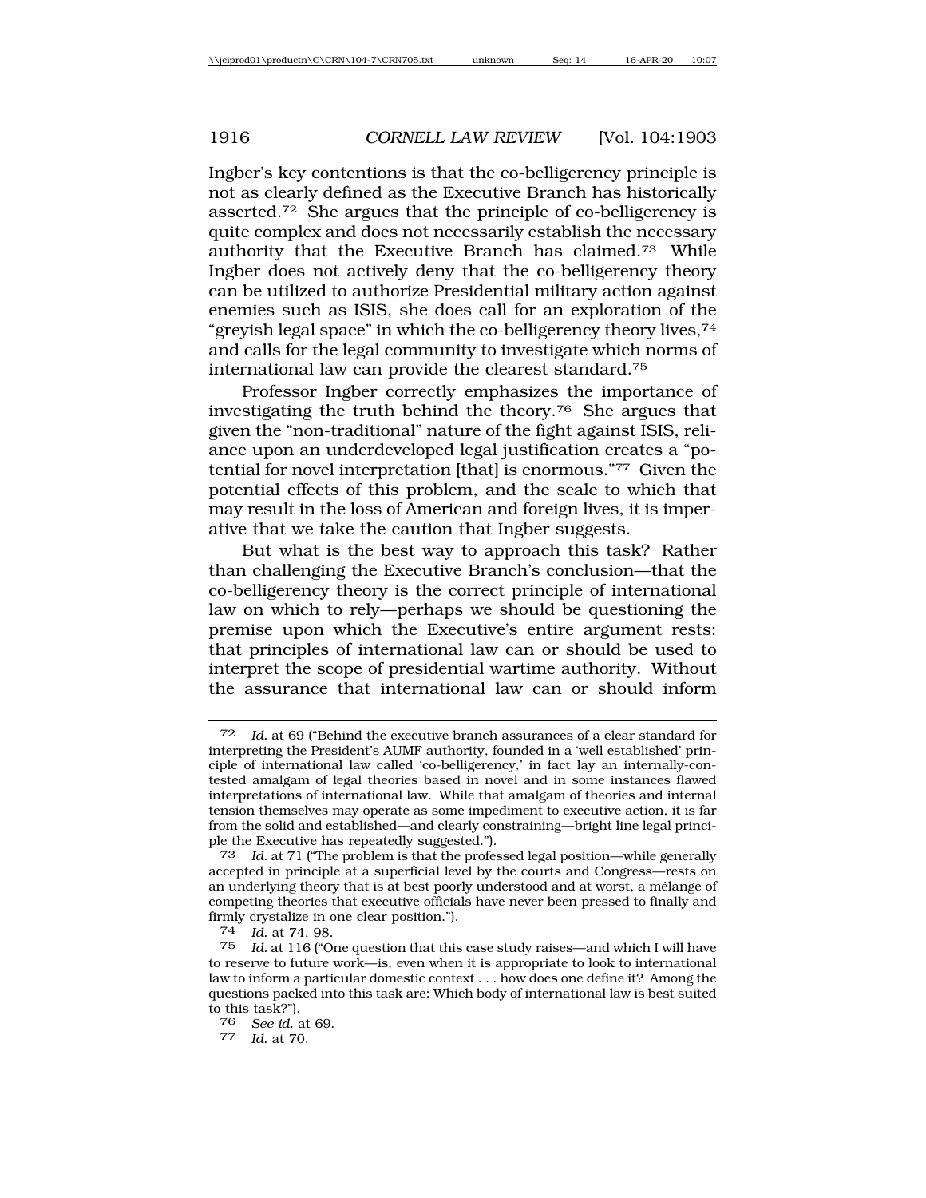Ingber's key contentions is that the co-belligerency principle is not as clearly defined as the Executive Branch has historically asserted.[72] She argues that the principle of co-belligerency is quite complex and does not necessarily establish the necessary authority that the Executive Branch has claimed.[73] While Ingber does not actively deny that the co-belligerency theory can be utilized to authorize Presidential military action against enemies such as ISIS, she does call for an exploration of the "greyish legal space" in which the co-belligerency theory lives,[74] and calls for the legal community to investigate which norms of international law can provide the clearest standard.[75]

Professor Ingber correctly emphasizes the importance of investigating the truth behind the theory.[76] She argues that given the "non-traditional" nature of the fight against ISIS, reliance upon an underdeveloped legal justification creates a "potential for novel interpretation [that] is enormous."[77] Given the potential effects of this problem, and the scale to which that may result in the loss of American and foreign lives, it is imperative that we take the caution that Ingber suggests.

But what is the best way to approach this task? Rather than challenging the Executive Branch's conclusion—that the co-belligerency theory is the correct principle of international law on which to rely—perhaps we should be questioning the premise upon which the Executive's entire argument rests: that principles of international law can or should be used to interpret the scope of presidential wartime authority. Without the assurance that international law can or should inform

---

72 *Id.* at 69 ("Behind the executive branch assurances of a clear standard for interpreting the President's AUMF authority, founded in a 'well established' principle of international law called 'co-belligerency,' in fact lay an internally-contested amalgam of legal theories based in novel and in some instances flawed interpretations of international law. While that amalgam of theories and internal tension themselves may operate as some impediment to executive action, it is far from the solid and established—and clearly constraining—bright line legal principle the Executive has repeatedly suggested.").

73 *Id.* at 71 ("The problem is that the professed legal position—while generally accepted in principle at a superficial level by the courts and Congress—rests on an underlying theory that is at best poorly understood and at worst, a mélange of competing theories that executive officials have never been pressed to finally and firmly crystalize in one clear position.").

74 *Id.* at 74, 98.

75 *Id.* at 116 ("One question that this case study raises—and which I will have to reserve to future work—is, even when it is appropriate to look to international law to inform a particular domestic context . . . how does one define it? Among the questions packed into this task are: Which body of international law is best suited to this task?").

76 *See id.* at 69.

77 *Id.* at 70.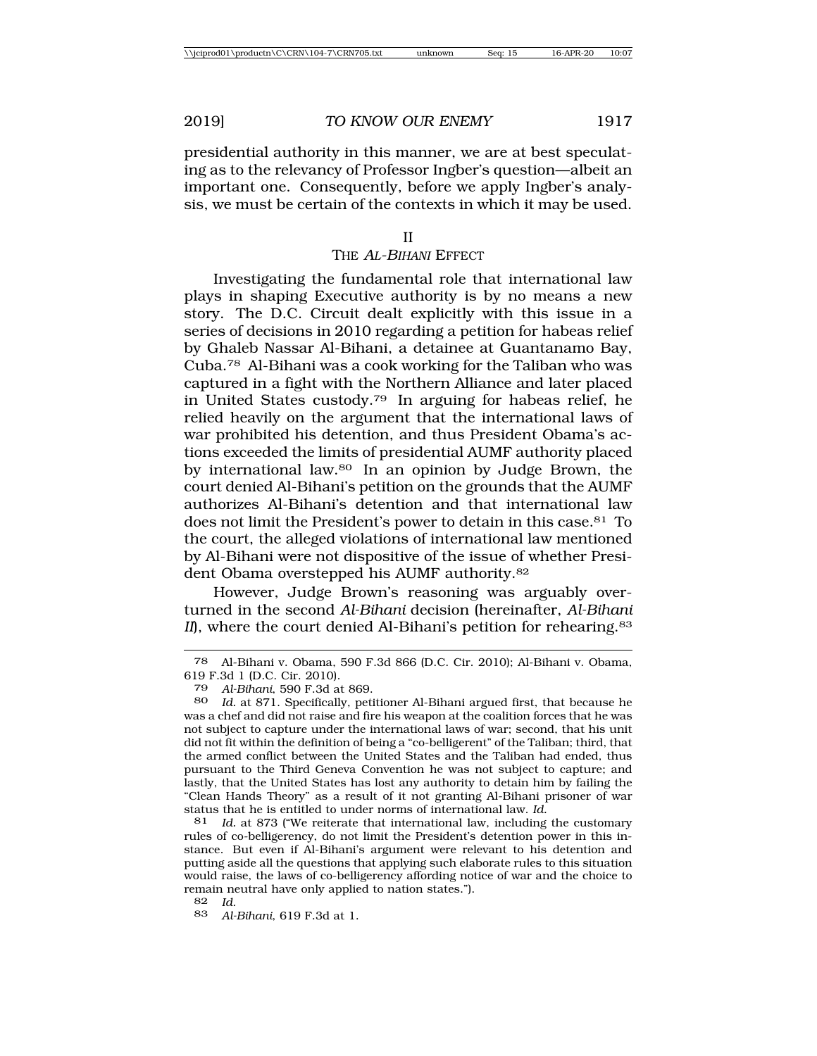presidential authority in this manner, we are at best speculating as to the relevancy of Professor Ingber's question—albeit an important one. Consequently, before we apply Ingber's analysis, we must be certain of the contexts in which it may be used.

## II
## THE *AL-BIHANI* EFFECT

Investigating the fundamental role that international law plays in shaping Executive authority is by no means a new story. The D.C. Circuit dealt explicitly with this issue in a series of decisions in 2010 regarding a petition for habeas relief by Ghaleb Nassar Al-Bihani, a detainee at Guantanamo Bay, Cuba.[78] Al-Bihani was a cook working for the Taliban who was captured in a fight with the Northern Alliance and later placed in United States custody.[79] In arguing for habeas relief, he relied heavily on the argument that the international laws of war prohibited his detention, and thus President Obama's actions exceeded the limits of presidential AUMF authority placed by international law.[80] In an opinion by Judge Brown, the court denied Al-Bihani's petition on the grounds that the AUMF authorizes Al-Bihani's detention and that international law does not limit the President's power to detain in this case.[81] To the court, the alleged violations of international law mentioned by Al-Bihani were not dispositive of the issue of whether President Obama overstepped his AUMF authority.[82]

However, Judge Brown's reasoning was arguably overturned in the second *Al-Bihani* decision (hereinafter, *Al-Bihani II*), where the court denied Al-Bihani's petition for rehearing.[83]

---

78 Al-Bihani v. Obama, 590 F.3d 866 (D.C. Cir. 2010); Al-Bihani v. Obama, 619 F.3d 1 (D.C. Cir. 2010).

79 *Al-Bihani*, 590 F.3d at 869.

80 *Id.* at 871. Specifically, petitioner Al-Bihani argued first, that because he was a chef and did not raise and fire his weapon at the coalition forces that he was not subject to capture under the international laws of war; second, that his unit did not fit within the definition of being a "co-belligerent" of the Taliban; third, that the armed conflict between the United States and the Taliban had ended, thus pursuant to the Third Geneva Convention he was not subject to capture; and lastly, that the United States has lost any authority to detain him by failing the "Clean Hands Theory" as a result of it not granting Al-Bihani prisoner of war status that he is entitled to under norms of international law. *Id.*

81 *Id.* at 873 ("We reiterate that international law, including the customary rules of co-belligerency, do not limit the President's detention power in this instance. But even if Al-Bihani's argument were relevant to his detention and putting aside all the questions that applying such elaborate rules to this situation would raise, the laws of co-belligerency affording notice of war and the choice to remain neutral have only applied to nation states.").

82 *Id.*

83 *Al-Bihani*, 619 F.3d at 1.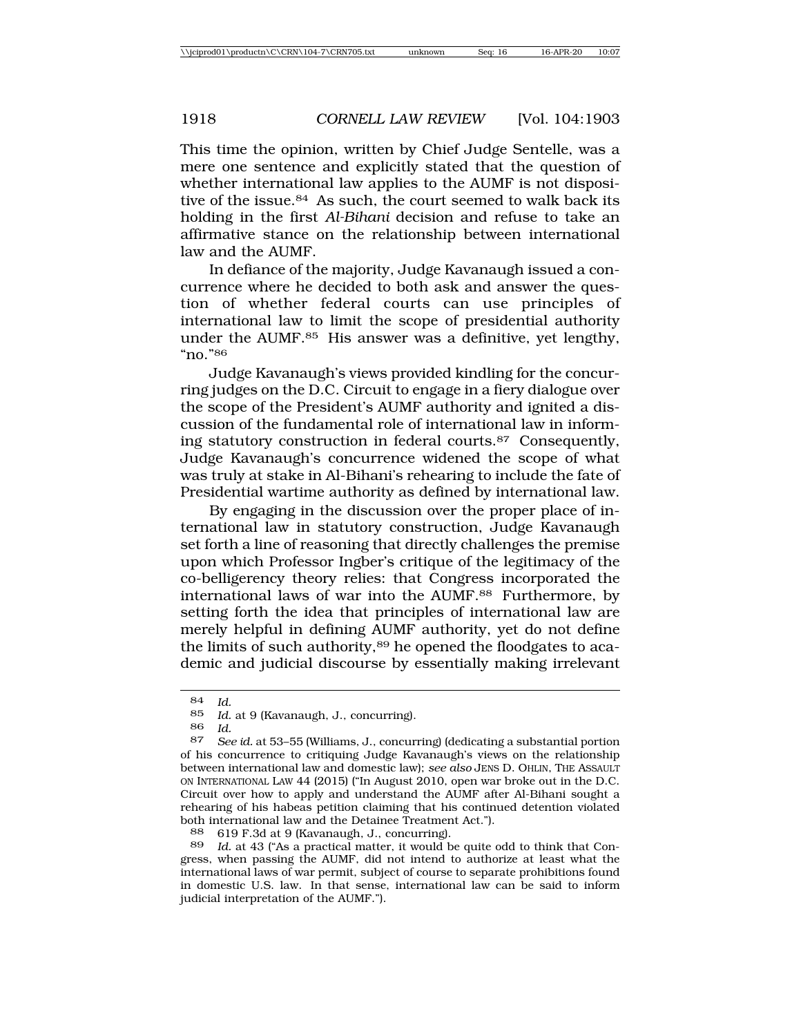This time the opinion, written by Chief Judge Sentelle, was a mere one sentence and explicitly stated that the question of whether international law applies to the AUMF is not dispositive of the issue.[84] As such, the court seemed to walk back its holding in the first *Al-Bihani* decision and refuse to take an affirmative stance on the relationship between international law and the AUMF.

In defiance of the majority, Judge Kavanaugh issued a concurrence where he decided to both ask and answer the question of whether federal courts can use principles of international law to limit the scope of presidential authority under the AUMF.[85] His answer was a definitive, yet lengthy, "no."[86]

Judge Kavanaugh's views provided kindling for the concurring judges on the D.C. Circuit to engage in a fiery dialogue over the scope of the President's AUMF authority and ignited a discussion of the fundamental role of international law in informing statutory construction in federal courts.[87] Consequently, Judge Kavanaugh's concurrence widened the scope of what was truly at stake in Al-Bihani's rehearing to include the fate of Presidential wartime authority as defined by international law.

By engaging in the discussion over the proper place of international law in statutory construction, Judge Kavanaugh set forth a line of reasoning that directly challenges the premise upon which Professor Ingber's critique of the legitimacy of the co-belligerency theory relies: that Congress incorporated the international laws of war into the AUMF.[88] Furthermore, by setting forth the idea that principles of international law are merely helpful in defining AUMF authority, yet do not define the limits of such authority,[89] he opened the floodgates to academic and judicial discourse by essentially making irrelevant

---

84 *Id.*

85 *Id.* at 9 (Kavanaugh, J., concurring).

86 *Id.*

87 *See id.* at 53–55 (Williams, J., concurring) (dedicating a substantial portion of his concurrence to critiquing Judge Kavanaugh's views on the relationship between international law and domestic law); *see also* JENS D. OHLIN, THE ASSAULT ON INTERNATIONAL LAW 44 (2015) ("In August 2010, open war broke out in the D.C. Circuit over how to apply and understand the AUMF after Al-Bihani sought a rehearing of his habeas petition claiming that his continued detention violated both international law and the Detainee Treatment Act.").

88 619 F.3d at 9 (Kavanaugh, J., concurring).

89 *Id.* at 43 ("As a practical matter, it would be quite odd to think that Congress, when passing the AUMF, did not intend to authorize at least what the international laws of war permit, subject of course to separate prohibitions found in domestic U.S. law. In that sense, international law can be said to inform judicial interpretation of the AUMF.").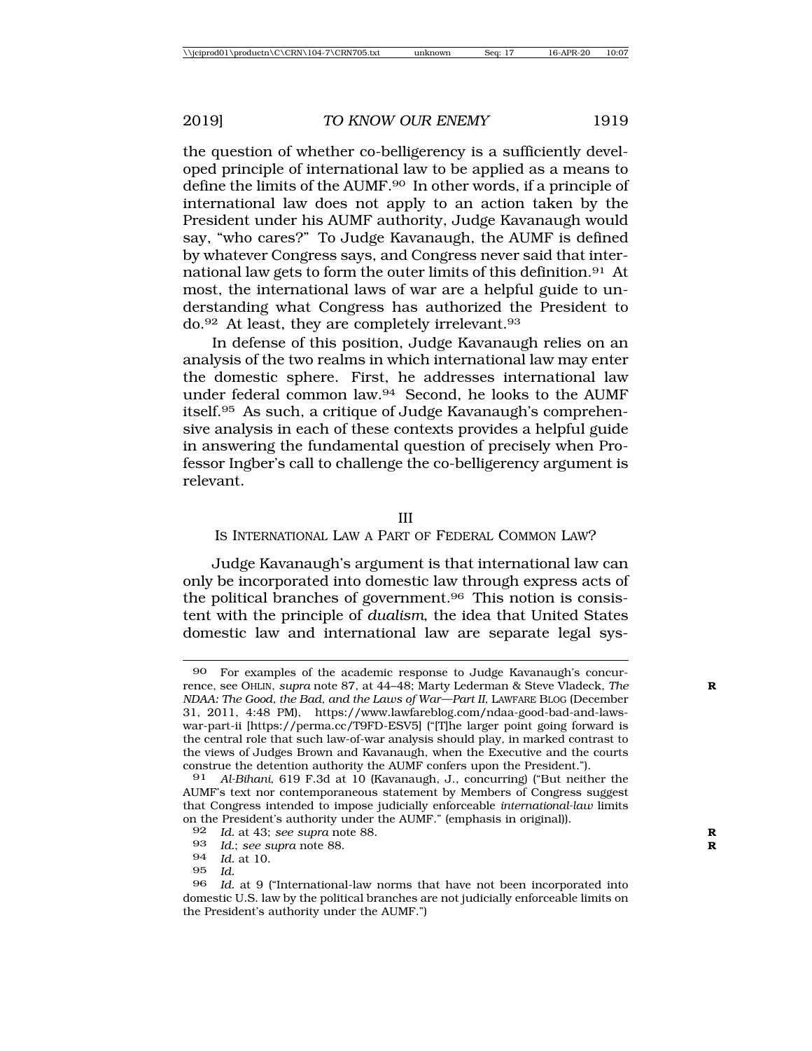the question of whether co-belligerency is a sufficiently developed principle of international law to be applied as a means to define the limits of the AUMF.[90] In other words, if a principle of international law does not apply to an action taken by the President under his AUMF authority, Judge Kavanaugh would say, "who cares?" To Judge Kavanaugh, the AUMF is defined by whatever Congress says, and Congress never said that international law gets to form the outer limits of this definition.[91] At most, the international laws of war are a helpful guide to understanding what Congress has authorized the President to do.[92] At least, they are completely irrelevant.[93]

In defense of this position, Judge Kavanaugh relies on an analysis of the two realms in which international law may enter the domestic sphere. First, he addresses international law under federal common law.[94] Second, he looks to the AUMF itself.[95] As such, a critique of Judge Kavanaugh's comprehensive analysis in each of these contexts provides a helpful guide in answering the fundamental question of precisely when Professor Ingber's call to challenge the co-belligerency argument is relevant.

## III
## IS INTERNATIONAL LAW A PART OF FEDERAL COMMON LAW?

Judge Kavanaugh's argument is that international law can only be incorporated into domestic law through express acts of the political branches of government.[96] This notion is consistent with the principle of *dualism*, the idea that United States domestic law and international law are separate legal sys-

---

90 For examples of the academic response to Judge Kavanaugh's concurrence, see OHLIN, *supra* note 87, at 44–48; Marty Lederman & Steve Vladeck, *The NDAA: The Good, the Bad, and the Laws of War—Part II*, LAWFARE BLOG (December 31, 2011, 4:48 PM), https://www.lawfareblog.com/ndaa-good-bad-and-laws-war-part-ii [https://perma.cc/T9FD-ESV5] ("[T]he larger point going forward is the central role that such law-of-war analysis should play, in marked contrast to the views of Judges Brown and Kavanaugh, when the Executive and the courts construe the detention authority the AUMF confers upon the President.").

91 *Al-Bihani*, 619 F.3d at 10 (Kavanaugh, J., concurring) ("But neither the AUMF's text nor contemporaneous statement by Members of Congress suggest that Congress intended to impose judicially enforceable *international-law* limits on the President's authority under the AUMF." (emphasis in original)).

92 *Id.* at 43; *see supra* note 88.

93 *Id.*; *see supra* note 88.

94 *Id.* at 10.

95 *Id.*

96 *Id.* at 9 ("International-law norms that have not been incorporated into domestic U.S. law by the political branches are not judicially enforceable limits on the President's authority under the AUMF.")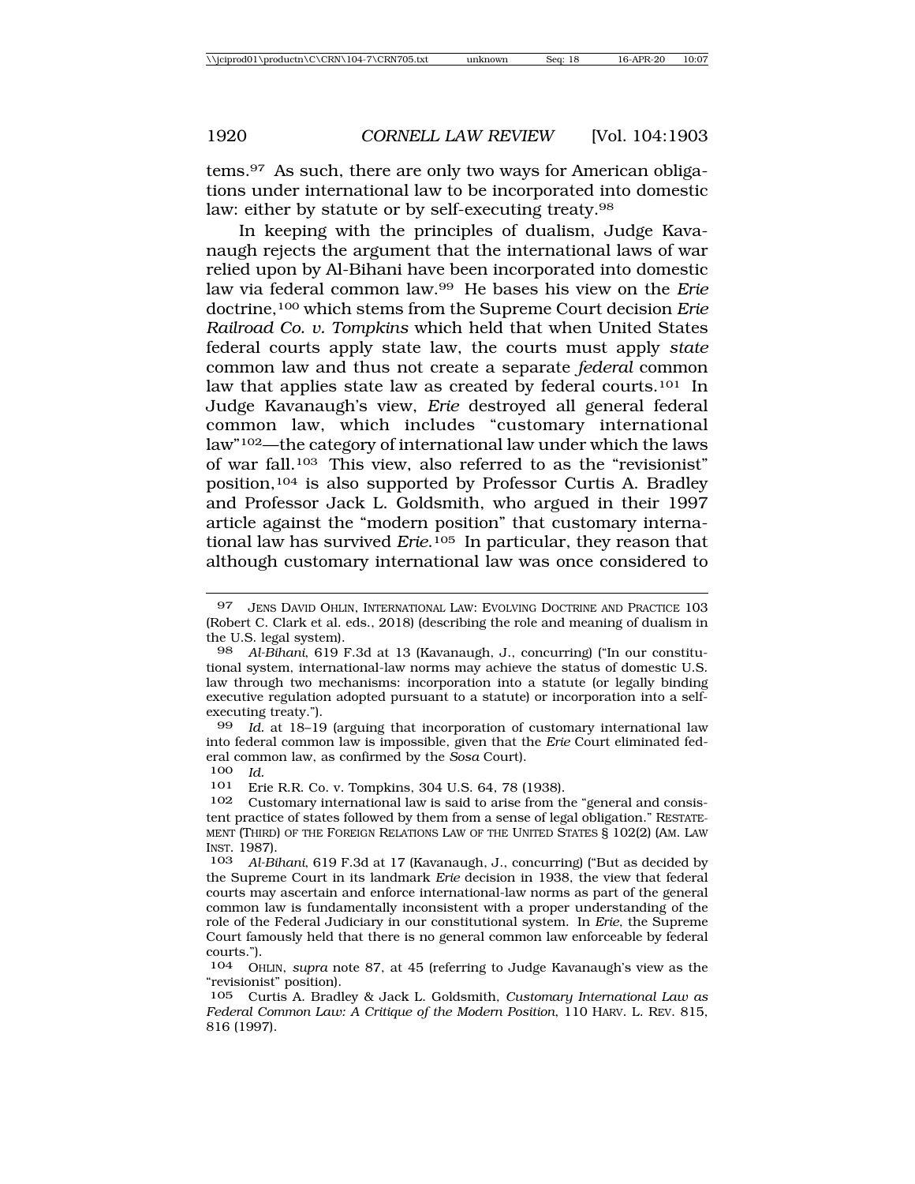tems.[97] As such, there are only two ways for American obligations under international law to be incorporated into domestic law: either by statute or by self-executing treaty.[98]

In keeping with the principles of dualism, Judge Kavanaugh rejects the argument that the international laws of war relied upon by Al-Bihani have been incorporated into domestic law via federal common law.[99] He bases his view on the *Erie* doctrine,[100] which stems from the Supreme Court decision *Erie Railroad Co. v. Tompkins* which held that when United States federal courts apply state law, the courts must apply *state* common law and thus not create a separate *federal* common law that applies state law as created by federal courts.[101] In Judge Kavanaugh's view, *Erie* destroyed all general federal common law, which includes "customary international law"[102]—the category of international law under which the laws of war fall.[103] This view, also referred to as the "revisionist" position,[104] is also supported by Professor Curtis A. Bradley and Professor Jack L. Goldsmith, who argued in their 1997 article against the "modern position" that customary international law has survived *Erie*.[105] In particular, they reason that although customary international law was once considered to

---

97 JENS DAVID OHLIN, INTERNATIONAL LAW: EVOLVING DOCTRINE AND PRACTICE 103 (Robert C. Clark et al. eds., 2018) (describing the role and meaning of dualism in the U.S. legal system).

98 *Al-Bihani*, 619 F.3d at 13 (Kavanaugh, J., concurring) ("In our constitutional system, international-law norms may achieve the status of domestic U.S. law through two mechanisms: incorporation into a statute (or legally binding executive regulation adopted pursuant to a statute) or incorporation into a self-executing treaty.").

99 *Id.* at 18–19 (arguing that incorporation of customary international law into federal common law is impossible, given that the *Erie* Court eliminated federal common law, as confirmed by the *Sosa* Court).

100 *Id.*

101 Erie R.R. Co. v. Tompkins, 304 U.S. 64, 78 (1938).

102 Customary international law is said to arise from the "general and consistent practice of states followed by them from a sense of legal obligation." RESTATEMENT (THIRD) OF THE FOREIGN RELATIONS LAW OF THE UNITED STATES § 102(2) (AM. LAW INST. 1987).

103 *Al-Bihani*, 619 F.3d at 17 (Kavanaugh, J., concurring) ("But as decided by the Supreme Court in its landmark *Erie* decision in 1938, the view that federal courts may ascertain and enforce international-law norms as part of the general common law is fundamentally inconsistent with a proper understanding of the role of the Federal Judiciary in our constitutional system. In *Erie*, the Supreme Court famously held that there is no general common law enforceable by federal courts.").

104 OHLIN, *supra* note 87, at 45 (referring to Judge Kavanaugh's view as the "revisionist" position).

105 Curtis A. Bradley & Jack L. Goldsmith, *Customary International Law as Federal Common Law: A Critique of the Modern Position*, 110 HARV. L. REV. 815, 816 (1997).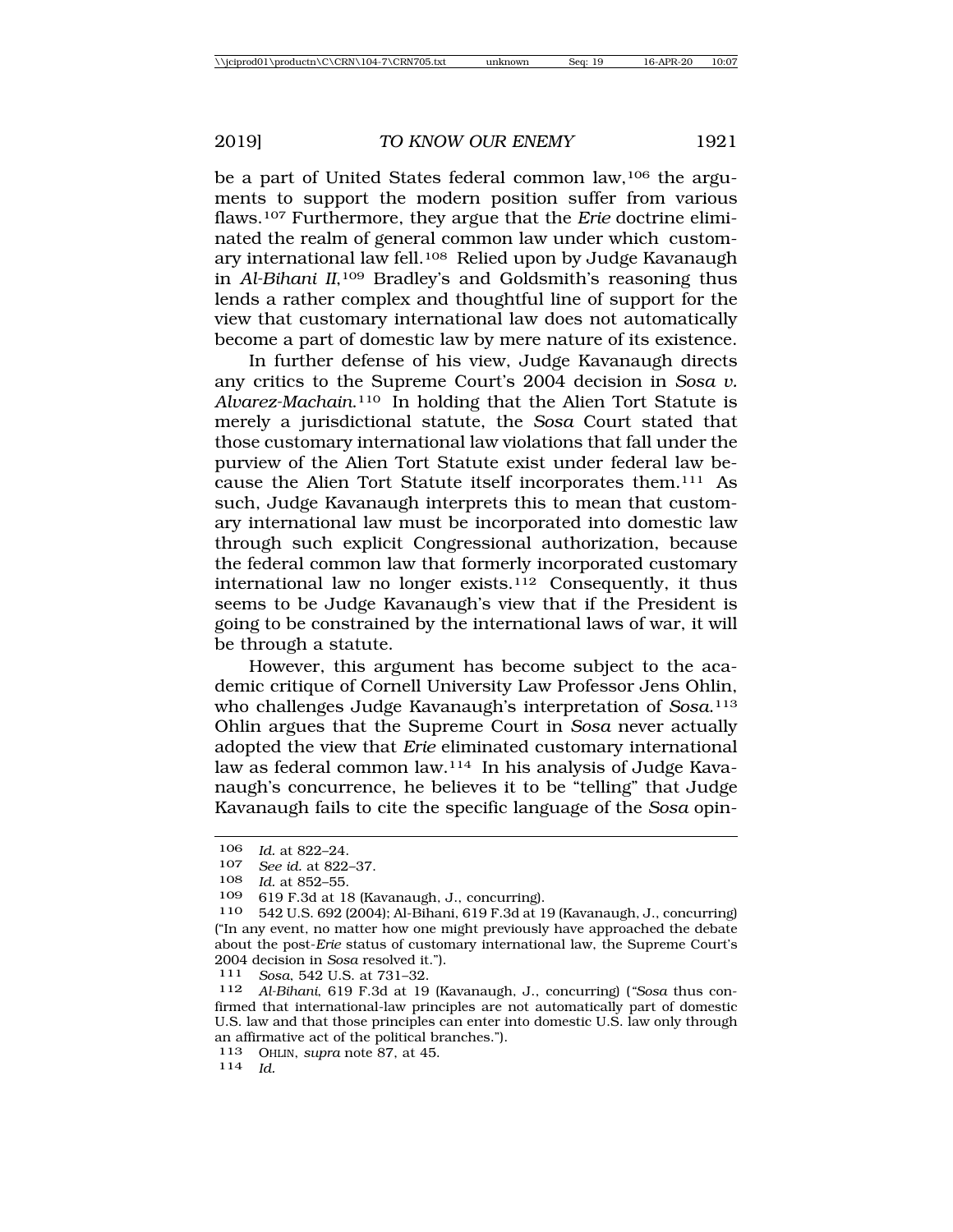be a part of United States federal common law,[106] the arguments to support the modern position suffer from various flaws.[107] Furthermore, they argue that the *Erie* doctrine eliminated the realm of general common law under which customary international law fell.[108] Relied upon by Judge Kavanaugh in *Al-Bihani II*,[109] Bradley's and Goldsmith's reasoning thus lends a rather complex and thoughtful line of support for the view that customary international law does not automatically become a part of domestic law by mere nature of its existence.

In further defense of his view, Judge Kavanaugh directs any critics to the Supreme Court's 2004 decision in *Sosa v. Alvarez-Machain*.[110] In holding that the Alien Tort Statute is merely a jurisdictional statute, the *Sosa* Court stated that those customary international law violations that fall under the purview of the Alien Tort Statute exist under federal law because the Alien Tort Statute itself incorporates them.[111] As such, Judge Kavanaugh interprets this to mean that customary international law must be incorporated into domestic law through such explicit Congressional authorization, because the federal common law that formerly incorporated customary international law no longer exists.[112] Consequently, it thus seems to be Judge Kavanaugh's view that if the President is going to be constrained by the international laws of war, it will be through a statute.

However, this argument has become subject to the academic critique of Cornell University Law Professor Jens Ohlin, who challenges Judge Kavanaugh's interpretation of *Sosa*.[113] Ohlin argues that the Supreme Court in *Sosa* never actually adopted the view that *Erie* eliminated customary international law as federal common law.[114] In his analysis of Judge Kavanaugh's concurrence, he believes it to be "telling" that Judge Kavanaugh fails to cite the specific language of the *Sosa* opin-

---

106 *Id.* at 822–24.

107 *See id.* at 822–37.

108 *Id.* at 852–55.

109 619 F.3d at 18 (Kavanaugh, J., concurring).

110 542 U.S. 692 (2004); Al-Bihani, 619 F.3d at 19 (Kavanaugh, J., concurring) ("In any event, no matter how one might previously have approached the debate about the post-*Erie* status of customary international law, the Supreme Court's 2004 decision in *Sosa* resolved it.").

111 *Sosa*, 542 U.S. at 731–32.

112 *Al-Bihani*, 619 F.3d at 19 (Kavanaugh, J., concurring) ("*Sosa* thus confirmed that international-law principles are not automatically part of domestic U.S. law and that those principles can enter into domestic U.S. law only through an affirmative act of the political branches.").

113 OHLIN, *supra* note 87, at 45.

114 *Id.*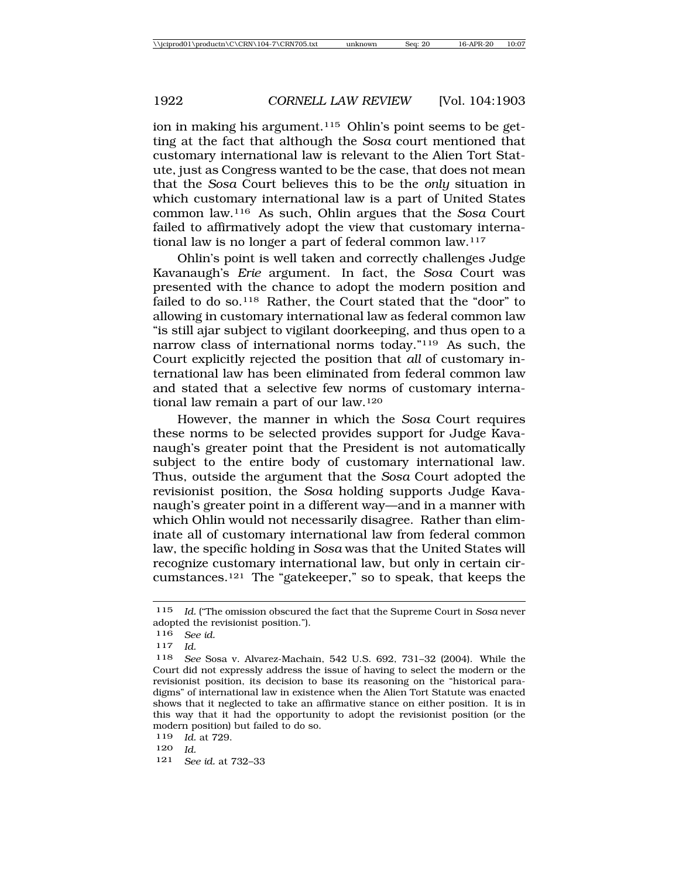ion in making his argument.[115] Ohlin's point seems to be getting at the fact that although the *Sosa* court mentioned that customary international law is relevant to the Alien Tort Statute, just as Congress wanted to be the case, that does not mean that the *Sosa* Court believes this to be the *only* situation in which customary international law is a part of United States common law.[116] As such, Ohlin argues that the *Sosa* Court failed to affirmatively adopt the view that customary international law is no longer a part of federal common law.[117]

Ohlin's point is well taken and correctly challenges Judge Kavanaugh's *Erie* argument. In fact, the *Sosa* Court was presented with the chance to adopt the modern position and failed to do so.[118] Rather, the Court stated that the "door" to allowing in customary international law as federal common law "is still ajar subject to vigilant doorkeeping, and thus open to a narrow class of international norms today."[119] As such, the Court explicitly rejected the position that *all* of customary international law has been eliminated from federal common law and stated that a selective few norms of customary international law remain a part of our law.[120]

However, the manner in which the *Sosa* Court requires these norms to be selected provides support for Judge Kavanaugh's greater point that the President is not automatically subject to the entire body of customary international law. Thus, outside the argument that the *Sosa* Court adopted the revisionist position, the *Sosa* holding supports Judge Kavanaugh's greater point in a different way—and in a manner with which Ohlin would not necessarily disagree. Rather than eliminate all of customary international law from federal common law, the specific holding in *Sosa* was that the United States will recognize customary international law, but only in certain circumstances.[121] The "gatekeeper," so to speak, that keeps the

---

[115] *Id.* ("The omission obscured the fact that the Supreme Court in *Sosa* never adopted the revisionist position.").

[116] *See id.*

[117] *Id.*

[118] *See* Sosa v. Alvarez-Machain, 542 U.S. 692, 731–32 (2004). While the Court did not expressly address the issue of having to select the modern or the revisionist position, its decision to base its reasoning on the "historical paradigms" of international law in existence when the Alien Tort Statute was enacted shows that it neglected to take an affirmative stance on either position. It is in this way that it had the opportunity to adopt the revisionist position (or the modern position) but failed to do so.

[119] *Id.* at 729.

[120] *Id.*

[121] *See id.* at 732–33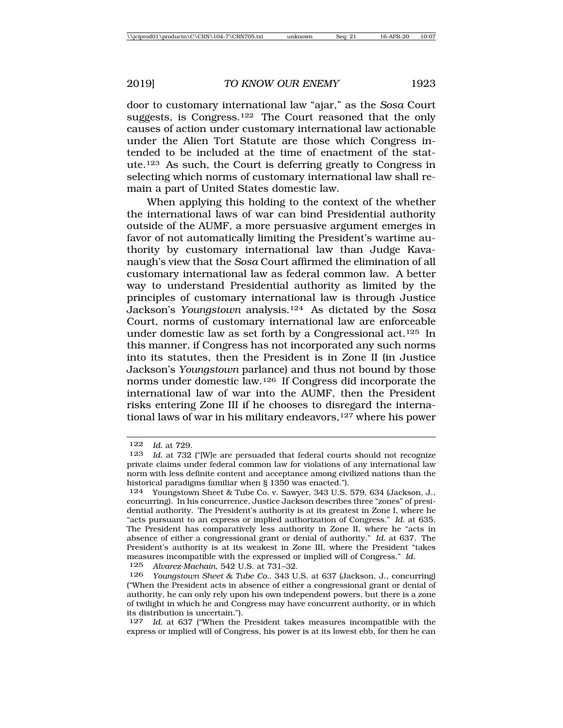door to customary international law "ajar," as the *Sosa* Court suggests, is Congress.[122] The Court reasoned that the only causes of action under customary international law actionable under the Alien Tort Statute are those which Congress intended to be included at the time of enactment of the statute.[123] As such, the Court is deferring greatly to Congress in selecting which norms of customary international law shall remain a part of United States domestic law.

When applying this holding to the context of the whether the international laws of war can bind Presidential authority outside of the AUMF, a more persuasive argument emerges in favor of not automatically limiting the President's wartime authority by customary international law than Judge Kavanaugh's view that the *Sosa* Court affirmed the elimination of all customary international law as federal common law. A better way to understand Presidential authority as limited by the principles of customary international law is through Justice Jackson's *Youngstown* analysis.[124] As dictated by the *Sosa* Court, norms of customary international law are enforceable under domestic law as set forth by a Congressional act.[125] In this manner, if Congress has not incorporated any such norms into its statutes, then the President is in Zone II (in Justice Jackson's *Youngstown* parlance) and thus not bound by those norms under domestic law.[126] If Congress did incorporate the international law of war into the AUMF, then the President risks entering Zone III if he chooses to disregard the international laws of war in his military endeavors,[127] where his power

---

122 *Id.* at 729.

123 *Id.* at 732 ("[W]e are persuaded that federal courts should not recognize private claims under federal common law for violations of any international law norm with less definite content and acceptance among civilized nations than the historical paradigms familiar when § 1350 was enacted.").

124 Youngstown Sheet & Tube Co. v. Sawyer, 343 U.S. 579, 634 (Jackson, J., concurring). In his concurrence, Justice Jackson describes three "zones" of presidential authority. The President's authority is at its greatest in Zone I, where he "acts pursuant to an express or implied authorization of Congress." *Id.* at 635. The President has comparatively less authority in Zone II, where he "acts in absence of either a congressional grant or denial of authority." *Id.* at 637. The President's authority is at its weakest in Zone III, where the President "takes measures incompatible with the expressed or implied will of Congress." *Id.*

125 *Alvarez-Machain*, 542 U.S. at 731–32.

126 *Youngstown Sheet & Tube Co.*, 343 U.S. at 637 (Jackson, J., concurring) ("When the President acts in absence of either a congressional grant or denial of authority, he can only rely upon his own independent powers, but there is a zone of twilight in which he and Congress may have concurrent authority, or in which its distribution is uncertain.").

127 *Id.* at 637 ("When the President takes measures incompatible with the express or implied will of Congress, his power is at its lowest ebb, for then he can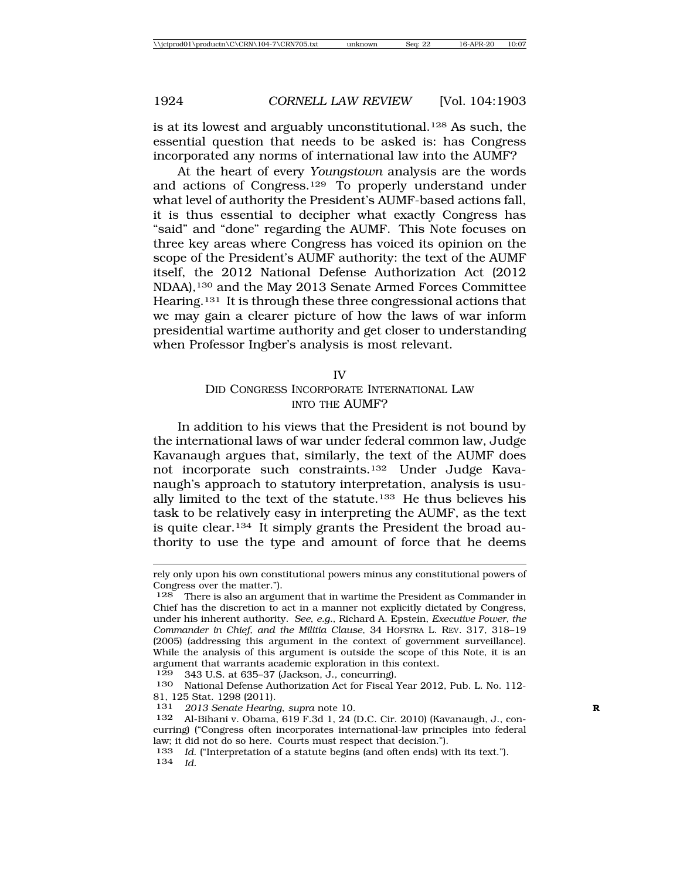is at its lowest and arguably unconstitutional.[128] As such, the essential question that needs to be asked is: has Congress incorporated any norms of international law into the AUMF?

At the heart of every *Youngstown* analysis are the words and actions of Congress.[129] To properly understand under what level of authority the President's AUMF-based actions fall, it is thus essential to decipher what exactly Congress has "said" and "done" regarding the AUMF. This Note focuses on three key areas where Congress has voiced its opinion on the scope of the President's AUMF authority: the text of the AUMF itself, the 2012 National Defense Authorization Act (2012 NDAA),[130] and the May 2013 Senate Armed Forces Committee Hearing.[131] It is through these three congressional actions that we may gain a clearer picture of how the laws of war inform presidential wartime authority and get closer to understanding when Professor Ingber's analysis is most relevant.

## IV
## DID CONGRESS INCORPORATE INTERNATIONAL LAW INTO THE AUMF?

In addition to his views that the President is not bound by the international laws of war under federal common law, Judge Kavanaugh argues that, similarly, the text of the AUMF does not incorporate such constraints.[132] Under Judge Kavanaugh's approach to statutory interpretation, analysis is usually limited to the text of the statute.[133] He thus believes his task to be relatively easy in interpreting the AUMF, as the text is quite clear.[134] It simply grants the President the broad authority to use the type and amount of force that he deems

---

rely only upon his own constitutional powers minus any constitutional powers of Congress over the matter.").

128 There is also an argument that in wartime the President as Commander in Chief has the discretion to act in a manner not explicitly dictated by Congress, under his inherent authority. *See, e.g.*, Richard A. Epstein, *Executive Power, the Commander in Chief, and the Militia Clause*, 34 HOFSTRA L. REV. 317, 318–19 (2005) (addressing this argument in the context of government surveillance). While the analysis of this argument is outside the scope of this Note, it is an argument that warrants academic exploration in this context.

129 343 U.S. at 635–37 (Jackson, J., concurring).

130 National Defense Authorization Act for Fiscal Year 2012, Pub. L. No. 112-81, 125 Stat. 1298 (2011).

131 *2013 Senate Hearing*, *supra* note 10.

132 Al-Bihani v. Obama, 619 F.3d 1, 24 (D.C. Cir. 2010) (Kavanaugh, J., concurring) ("Congress often incorporates international-law principles into federal law; it did not do so here. Courts must respect that decision.").

133 *Id.* ("Interpretation of a statute begins (and often ends) with its text.").

134 *Id.*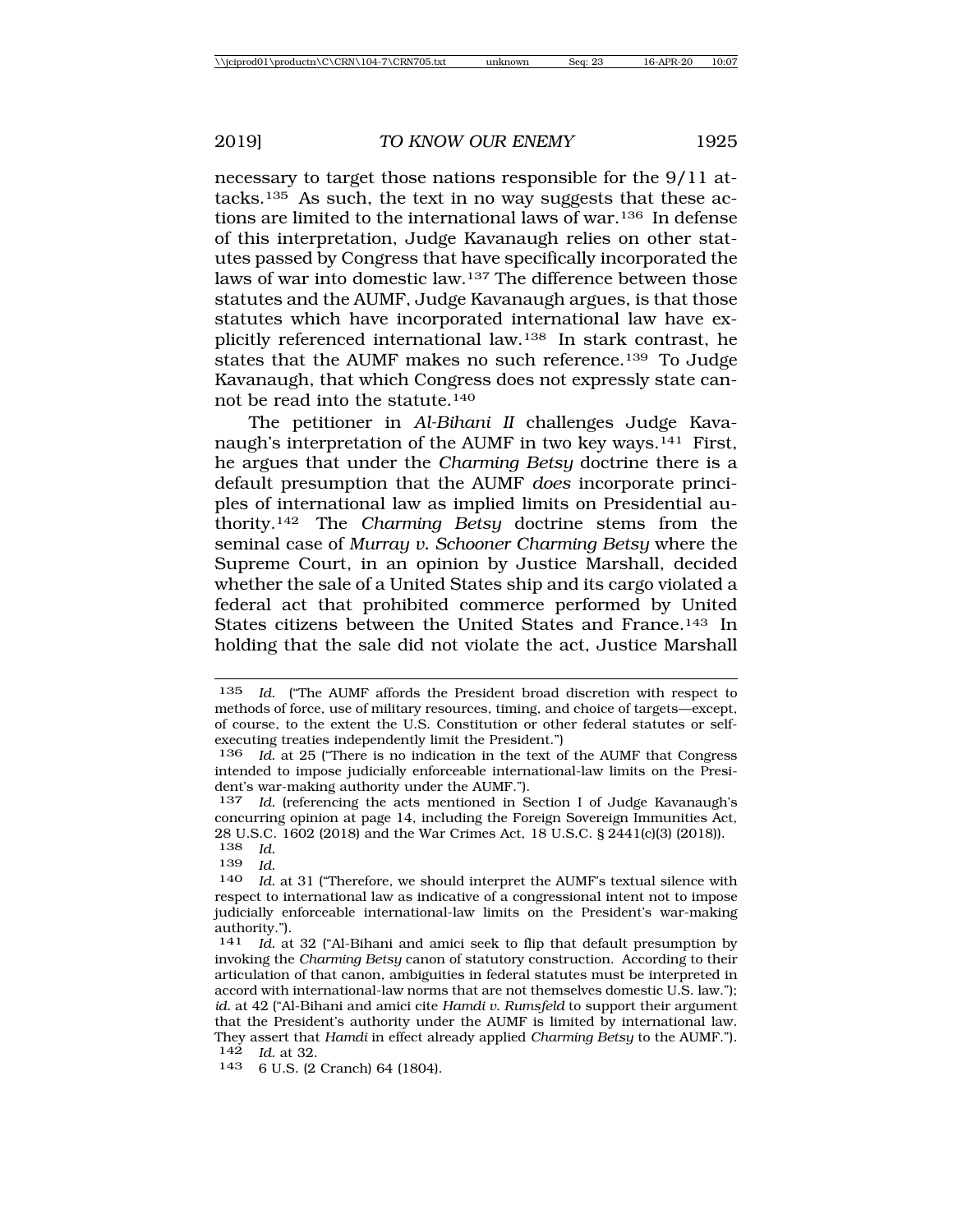necessary to target those nations responsible for the 9/11 attacks.[135] As such, the text in no way suggests that these actions are limited to the international laws of war.[136] In defense of this interpretation, Judge Kavanaugh relies on other statutes passed by Congress that have specifically incorporated the laws of war into domestic law.[137] The difference between those statutes and the AUMF, Judge Kavanaugh argues, is that those statutes which have incorporated international law have explicitly referenced international law.[138] In stark contrast, he states that the AUMF makes no such reference.[139] To Judge Kavanaugh, that which Congress does not expressly state cannot be read into the statute.[140]

The petitioner in *Al-Bihani II* challenges Judge Kavanaugh's interpretation of the AUMF in two key ways.[141] First, he argues that under the *Charming Betsy* doctrine there is a default presumption that the AUMF *does* incorporate principles of international law as implied limits on Presidential authority.[142] The *Charming Betsy* doctrine stems from the seminal case of *Murray v. Schooner Charming Betsy* where the Supreme Court, in an opinion by Justice Marshall, decided whether the sale of a United States ship and its cargo violated a federal act that prohibited commerce performed by United States citizens between the United States and France.[143] In holding that the sale did not violate the act, Justice Marshall

---

135 *Id.* ("The AUMF affords the President broad discretion with respect to methods of force, use of military resources, timing, and choice of targets—except, of course, to the extent the U.S. Constitution or other federal statutes or self-executing treaties independently limit the President.")

136 *Id.* at 25 ("There is no indication in the text of the AUMF that Congress intended to impose judicially enforceable international-law limits on the President's war-making authority under the AUMF.").

137 *Id.* (referencing the acts mentioned in Section I of Judge Kavanaugh's concurring opinion at page 14, including the Foreign Sovereign Immunities Act, 28 U.S.C. 1602 (2018) and the War Crimes Act, 18 U.S.C. § 2441(c)(3) (2018)).

138 *Id.*

139 *Id.*

140 *Id.* at 31 ("Therefore, we should interpret the AUMF's textual silence with respect to international law as indicative of a congressional intent not to impose judicially enforceable international-law limits on the President's war-making authority.").

141 *Id.* at 32 ("Al-Bihani and amici seek to flip that default presumption by invoking the *Charming Betsy* canon of statutory construction. According to their articulation of that canon, ambiguities in federal statutes must be interpreted in accord with international-law norms that are not themselves domestic U.S. law."); *id.* at 42 ("Al-Bihani and amici cite *Hamdi v. Rumsfeld* to support their argument that the President's authority under the AUMF is limited by international law. They assert that *Hamdi* in effect already applied *Charming Betsy* to the AUMF.").

142 *Id.* at 32.

143 6 U.S. (2 Cranch) 64 (1804).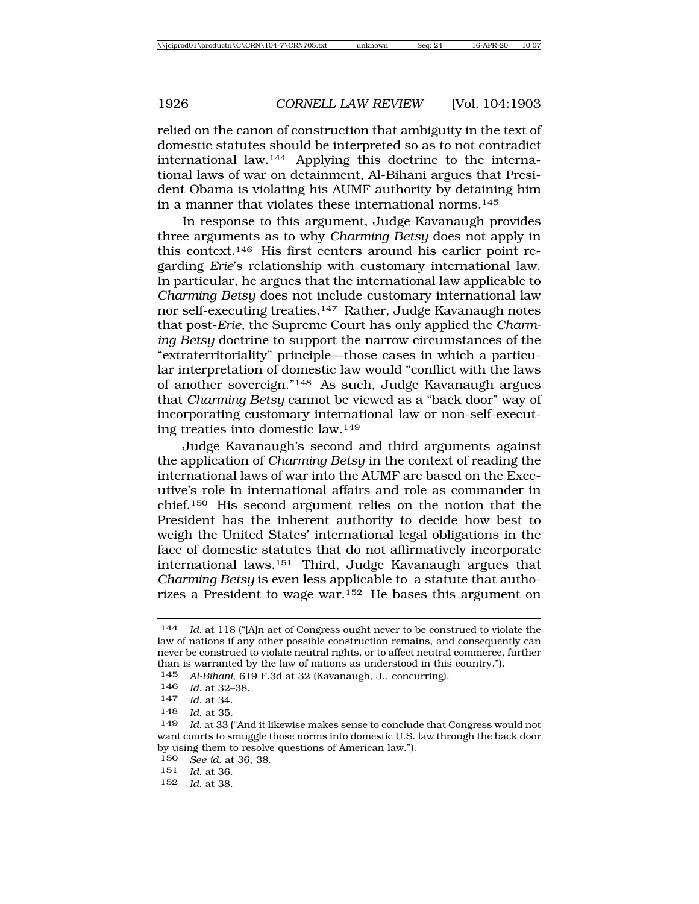relied on the canon of construction that ambiguity in the text of domestic statutes should be interpreted so as to not contradict international law.[144] Applying this doctrine to the international laws of war on detainment, Al-Bihani argues that President Obama is violating his AUMF authority by detaining him in a manner that violates these international norms.[145]

In response to this argument, Judge Kavanaugh provides three arguments as to why *Charming Betsy* does not apply in this context.[146] His first centers around his earlier point regarding *Erie*'s relationship with customary international law. In particular, he argues that the international law applicable to *Charming Betsy* does not include customary international law nor self-executing treaties.[147] Rather, Judge Kavanaugh notes that post-*Erie*, the Supreme Court has only applied the *Charming Betsy* doctrine to support the narrow circumstances of the "extraterritoriality" principle—those cases in which a particular interpretation of domestic law would "conflict with the laws of another sovereign."[148] As such, Judge Kavanaugh argues that *Charming Betsy* cannot be viewed as a "back door" way of incorporating customary international law or non-self-executing treaties into domestic law.[149]

Judge Kavanaugh's second and third arguments against the application of *Charming Betsy* in the context of reading the international laws of war into the AUMF are based on the Executive's role in international affairs and role as commander in chief.[150] His second argument relies on the notion that the President has the inherent authority to decide how best to weigh the United States' international legal obligations in the face of domestic statutes that do not affirmatively incorporate international laws.[151] Third, Judge Kavanaugh argues that *Charming Betsy* is even less applicable to a statute that authorizes a President to wage war.[152] He bases this argument on

---

144 *Id.* at 118 ("[A]n act of Congress ought never to be construed to violate the law of nations if any other possible construction remains, and consequently can never be construed to violate neutral rights, or to affect neutral commerce, further than is warranted by the law of nations as understood in this country.").

145 *Al-Bihani*, 619 F.3d at 32 (Kavanaugh, J., concurring).

146 *Id.* at 32–38.

147 *Id.* at 34.

148 *Id.* at 35.

149 *Id.* at 33 ("And it likewise makes sense to conclude that Congress would not want courts to smuggle those norms into domestic U.S. law through the back door by using them to resolve questions of American law.").

150 *See id.* at 36, 38.

151 *Id.* at 36.

152 *Id.* at 38.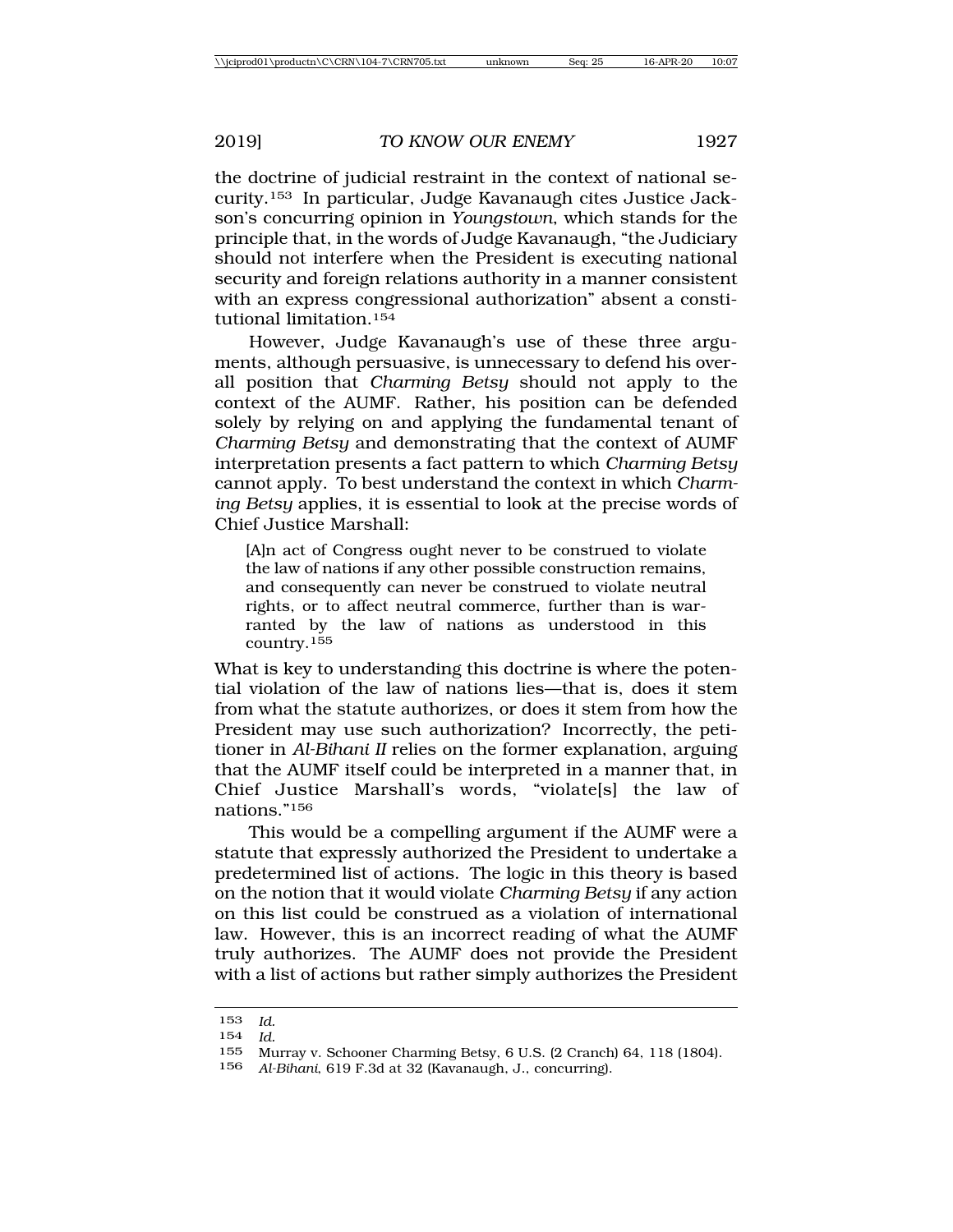the doctrine of judicial restraint in the context of national security.[153] In particular, Judge Kavanaugh cites Justice Jackson's concurring opinion in *Youngstown*, which stands for the principle that, in the words of Judge Kavanaugh, "the Judiciary should not interfere when the President is executing national security and foreign relations authority in a manner consistent with an express congressional authorization" absent a constitutional limitation.[154]

However, Judge Kavanaugh's use of these three arguments, although persuasive, is unnecessary to defend his overall position that *Charming Betsy* should not apply to the context of the AUMF. Rather, his position can be defended solely by relying on and applying the fundamental tenant of *Charming Betsy* and demonstrating that the context of AUMF interpretation presents a fact pattern to which *Charming Betsy* cannot apply. To best understand the context in which *Charming Betsy* applies, it is essential to look at the precise words of Chief Justice Marshall:

> [A]n act of Congress ought never to be construed to violate the law of nations if any other possible construction remains, and consequently can never be construed to violate neutral rights, or to affect neutral commerce, further than is warranted by the law of nations as understood in this country.[155]

What is key to understanding this doctrine is where the potential violation of the law of nations lies—that is, does it stem from what the statute authorizes, or does it stem from how the President may use such authorization? Incorrectly, the petitioner in *Al-Bihani II* relies on the former explanation, arguing that the AUMF itself could be interpreted in a manner that, in Chief Justice Marshall's words, "violate[s] the law of nations."[156]

This would be a compelling argument if the AUMF were a statute that expressly authorized the President to undertake a predetermined list of actions. The logic in this theory is based on the notion that it would violate *Charming Betsy* if any action on this list could be construed as a violation of international law. However, this is an incorrect reading of what the AUMF truly authorizes. The AUMF does not provide the President with a list of actions but rather simply authorizes the President

---

153 *Id.*

154 *Id.*

155 Murray v. Schooner Charming Betsy, 6 U.S. (2 Cranch) 64, 118 (1804).

156 *Al-Bihani*, 619 F.3d at 32 (Kavanaugh, J., concurring).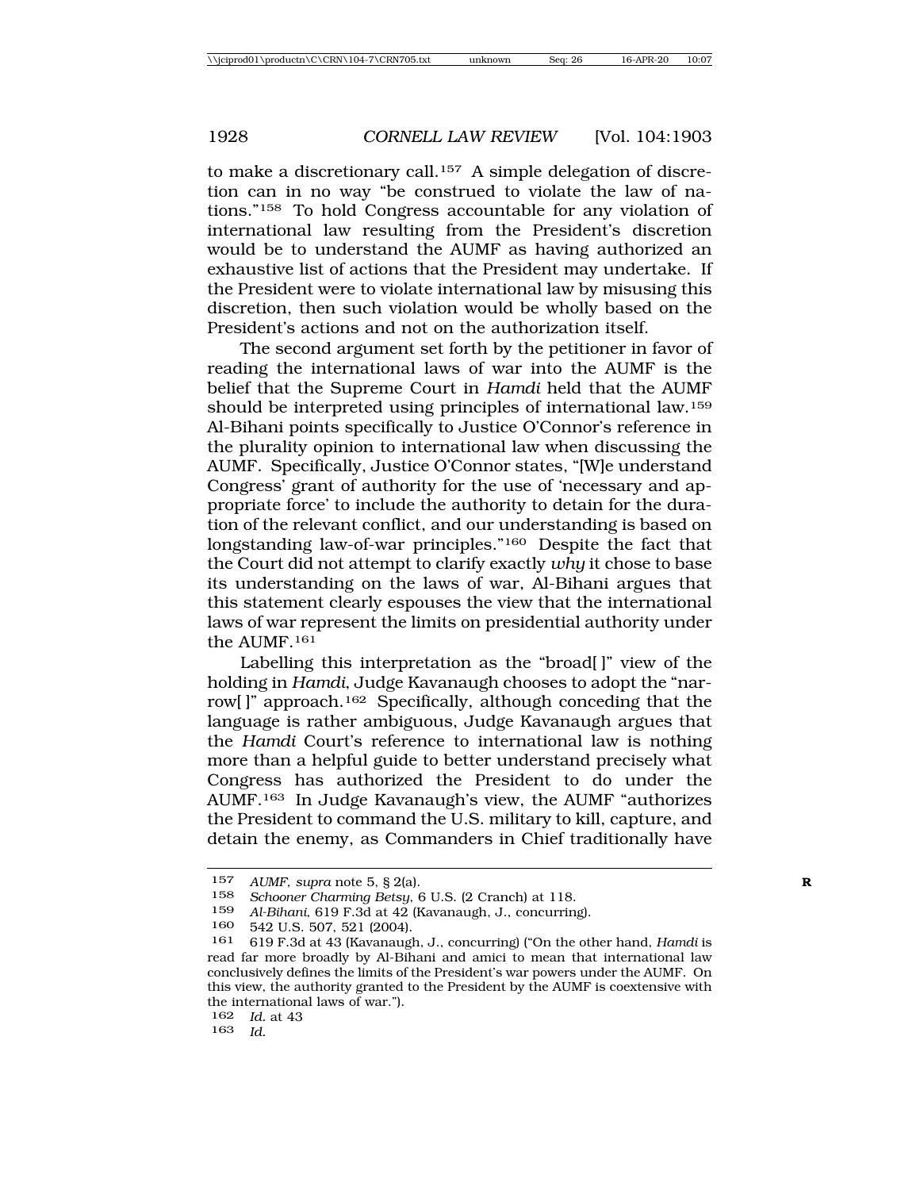to make a discretionary call.[157] A simple delegation of discretion can in no way "be construed to violate the law of nations."[158] To hold Congress accountable for any violation of international law resulting from the President's discretion would be to understand the AUMF as having authorized an exhaustive list of actions that the President may undertake. If the President were to violate international law by misusing this discretion, then such violation would be wholly based on the President's actions and not on the authorization itself.

The second argument set forth by the petitioner in favor of reading the international laws of war into the AUMF is the belief that the Supreme Court in *Hamdi* held that the AUMF should be interpreted using principles of international law.[159] Al-Bihani points specifically to Justice O'Connor's reference in the plurality opinion to international law when discussing the AUMF. Specifically, Justice O'Connor states, "[W]e understand Congress' grant of authority for the use of 'necessary and appropriate force' to include the authority to detain for the duration of the relevant conflict, and our understanding is based on longstanding law-of-war principles."[160] Despite the fact that the Court did not attempt to clarify exactly *why* it chose to base its understanding on the laws of war, Al-Bihani argues that this statement clearly espouses the view that the international laws of war represent the limits on presidential authority under the AUMF.[161]

Labelling this interpretation as the "broad[ ]" view of the holding in *Hamdi*, Judge Kavanaugh chooses to adopt the "narrow[ ]" approach.[162] Specifically, although conceding that the language is rather ambiguous, Judge Kavanaugh argues that the *Hamdi* Court's reference to international law is nothing more than a helpful guide to better understand precisely what Congress has authorized the President to do under the AUMF.[163] In Judge Kavanaugh's view, the AUMF "authorizes the President to command the U.S. military to kill, capture, and detain the enemy, as Commanders in Chief traditionally have

---

157 *AUMF*, *supra* note 5, § 2(a).

158 *Schooner Charming Betsy*, 6 U.S. (2 Cranch) at 118.

159 *Al-Bihani*, 619 F.3d at 42 (Kavanaugh, J., concurring).

160 542 U.S. 507, 521 (2004).

161 619 F.3d at 43 (Kavanaugh, J., concurring) ("On the other hand, *Hamdi* is read far more broadly by Al-Bihani and amici to mean that international law conclusively defines the limits of the President's war powers under the AUMF. On this view, the authority granted to the President by the AUMF is coextensive with the international laws of war.").

162 *Id.* at 43

163 *Id.*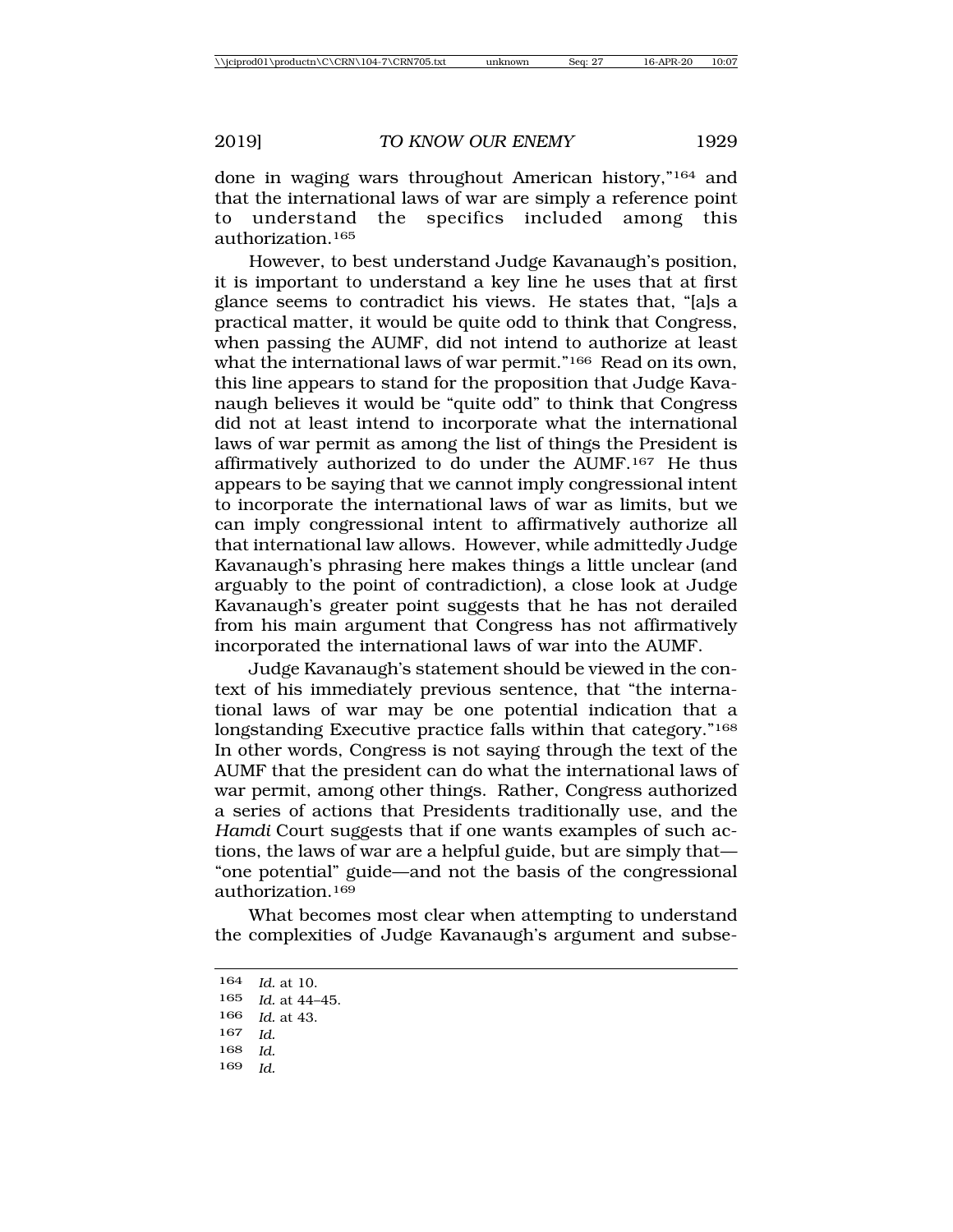done in waging wars throughout American history,"[164] and that the international laws of war are simply a reference point to understand the specifics included among this authorization.[165]

However, to best understand Judge Kavanaugh's position, it is important to understand a key line he uses that at first glance seems to contradict his views. He states that, "[a]s a practical matter, it would be quite odd to think that Congress, when passing the AUMF, did not intend to authorize at least what the international laws of war permit."[166] Read on its own, this line appears to stand for the proposition that Judge Kavanaugh believes it would be "quite odd" to think that Congress did not at least intend to incorporate what the international laws of war permit as among the list of things the President is affirmatively authorized to do under the AUMF.[167] He thus appears to be saying that we cannot imply congressional intent to incorporate the international laws of war as limits, but we can imply congressional intent to affirmatively authorize all that international law allows. However, while admittedly Judge Kavanaugh's phrasing here makes things a little unclear (and arguably to the point of contradiction), a close look at Judge Kavanaugh's greater point suggests that he has not derailed from his main argument that Congress has not affirmatively incorporated the international laws of war into the AUMF.

Judge Kavanaugh's statement should be viewed in the context of his immediately previous sentence, that "the international laws of war may be one potential indication that a longstanding Executive practice falls within that category."[168] In other words, Congress is not saying through the text of the AUMF that the president can do what the international laws of war permit, among other things. Rather, Congress authorized a series of actions that Presidents traditionally use, and the *Hamdi* Court suggests that if one wants examples of such actions, the laws of war are a helpful guide, but are simply that—"one potential" guide—and not the basis of the congressional authorization.[169]

What becomes most clear when attempting to understand the complexities of Judge Kavanaugh's argument and subse-

---

164 *Id.* at 10.

165 *Id.* at 44–45.

166 *Id.* at 43.

167 *Id.*

168 *Id.*

169 *Id.*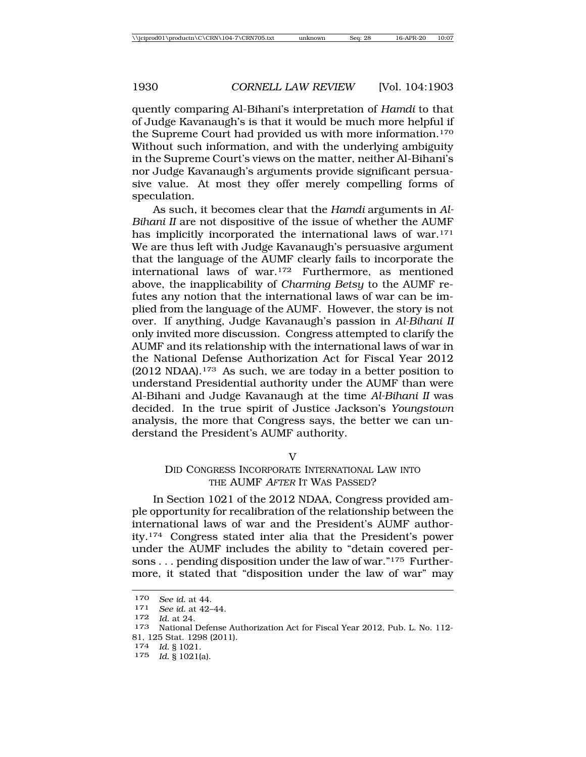quently comparing Al-Bihani's interpretation of *Hamdi* to that of Judge Kavanaugh's is that it would be much more helpful if the Supreme Court had provided us with more information.[170] Without such information, and with the underlying ambiguity in the Supreme Court's views on the matter, neither Al-Bihani's nor Judge Kavanaugh's arguments provide significant persuasive value. At most they offer merely compelling forms of speculation.

As such, it becomes clear that the *Hamdi* arguments in *Al-Bihani II* are not dispositive of the issue of whether the AUMF has implicitly incorporated the international laws of war.[171] We are thus left with Judge Kavanaugh's persuasive argument that the language of the AUMF clearly fails to incorporate the international laws of war.[172] Furthermore, as mentioned above, the inapplicability of *Charming Betsy* to the AUMF refutes any notion that the international laws of war can be implied from the language of the AUMF. However, the story is not over. If anything, Judge Kavanaugh's passion in *Al-Bihani II* only invited more discussion. Congress attempted to clarify the AUMF and its relationship with the international laws of war in the National Defense Authorization Act for Fiscal Year 2012 (2012 NDAA).[173] As such, we are today in a better position to understand Presidential authority under the AUMF than were Al-Bihani and Judge Kavanaugh at the time *Al-Bihani II* was decided. In the true spirit of Justice Jackson's *Youngstown* analysis, the more that Congress says, the better we can understand the President's AUMF authority.

## V
## DID CONGRESS INCORPORATE INTERNATIONAL LAW INTO THE AUMF *AFTER* IT WAS PASSED?

In Section 1021 of the 2012 NDAA, Congress provided ample opportunity for recalibration of the relationship between the international laws of war and the President's AUMF authority.[174] Congress stated inter alia that the President's power under the AUMF includes the ability to "detain covered persons . . . pending disposition under the law of war."[175] Furthermore, it stated that "disposition under the law of war" may

---

170 *See id.* at 44.

171 *See id.* at 42–44.

172 *Id.* at 24.

173 National Defense Authorization Act for Fiscal Year 2012, Pub. L. No. 112-81, 125 Stat. 1298 (2011).

174 *Id.* § 1021.

175 *Id.* § 1021(a).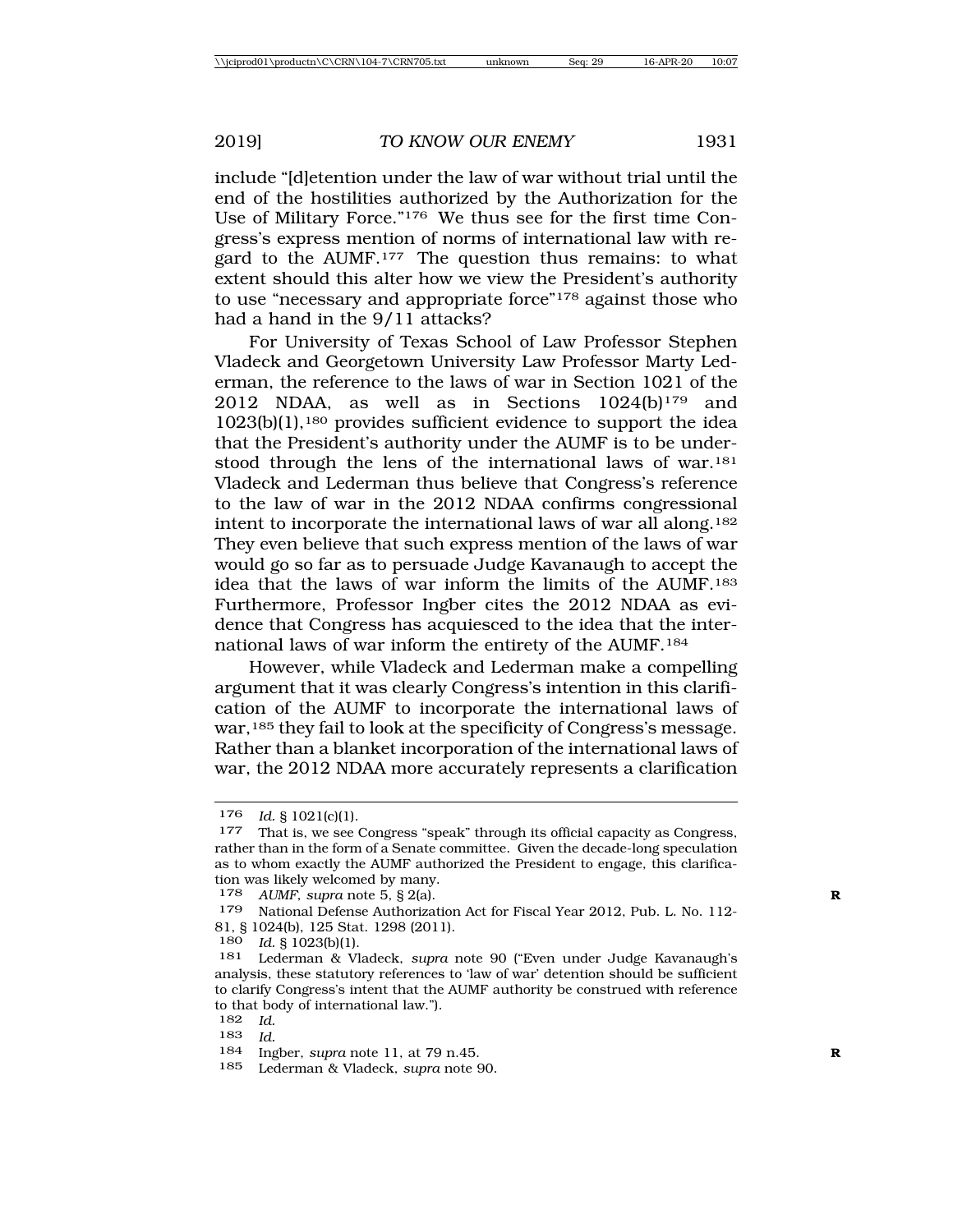include "[d]etention under the law of war without trial until the end of the hostilities authorized by the Authorization for the Use of Military Force."[176] We thus see for the first time Congress's express mention of norms of international law with regard to the AUMF.[177] The question thus remains: to what extent should this alter how we view the President's authority to use "necessary and appropriate force"[178] against those who had a hand in the 9/11 attacks?

For University of Texas School of Law Professor Stephen Vladeck and Georgetown University Law Professor Marty Lederman, the reference to the laws of war in Section 1021 of the 2012 NDAA, as well as in Sections 1024(b)[179] and 1023(b)(1),[180] provides sufficient evidence to support the idea that the President's authority under the AUMF is to be understood through the lens of the international laws of war.[181] Vladeck and Lederman thus believe that Congress's reference to the law of war in the 2012 NDAA confirms congressional intent to incorporate the international laws of war all along.[182] They even believe that such express mention of the laws of war would go so far as to persuade Judge Kavanaugh to accept the idea that the laws of war inform the limits of the AUMF.[183] Furthermore, Professor Ingber cites the 2012 NDAA as evidence that Congress has acquiesced to the idea that the international laws of war inform the entirety of the AUMF.[184]

However, while Vladeck and Lederman make a compelling argument that it was clearly Congress's intention in this clarification of the AUMF to incorporate the international laws of war,[185] they fail to look at the specificity of Congress's message. Rather than a blanket incorporation of the international laws of war, the 2012 NDAA more accurately represents a clarification

---

176 *Id.* § 1021(c)(1).

177 That is, we see Congress "speak" through its official capacity as Congress, rather than in the form of a Senate committee. Given the decade-long speculation as to whom exactly the AUMF authorized the President to engage, this clarification was likely welcomed by many.

178 *AUMF*, *supra* note 5, § 2(a).

179 National Defense Authorization Act for Fiscal Year 2012, Pub. L. No. 112-81, § 1024(b), 125 Stat. 1298 (2011).

180 *Id.* § 1023(b)(1).

181 Lederman & Vladeck, *supra* note 90 ("Even under Judge Kavanaugh's analysis, these statutory references to 'law of war' detention should be sufficient to clarify Congress's intent that the AUMF authority be construed with reference to that body of international law.").

182 *Id.*

183 *Id.*

184 Ingber, *supra* note 11, at 79 n.45.

185 Lederman & Vladeck, *supra* note 90.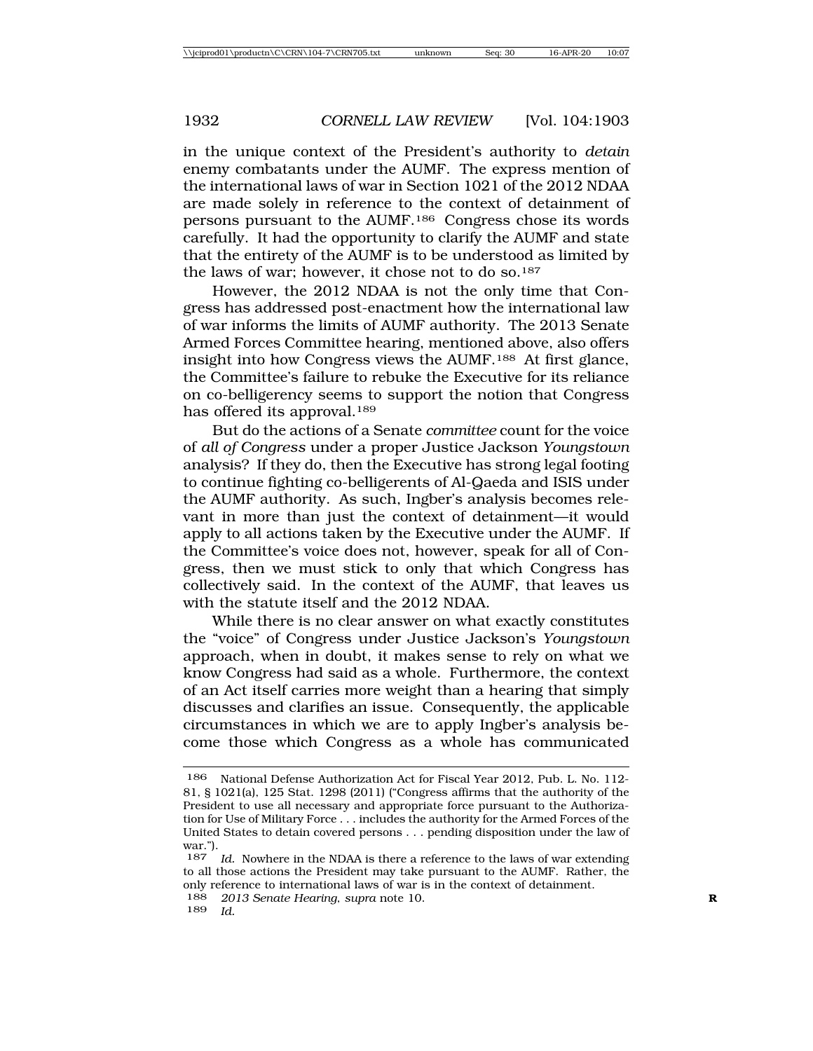in the unique context of the President's authority to *detain* enemy combatants under the AUMF. The express mention of the international laws of war in Section 1021 of the 2012 NDAA are made solely in reference to the context of detainment of persons pursuant to the AUMF.[186] Congress chose its words carefully. It had the opportunity to clarify the AUMF and state that the entirety of the AUMF is to be understood as limited by the laws of war; however, it chose not to do so.[187]

However, the 2012 NDAA is not the only time that Congress has addressed post-enactment how the international law of war informs the limits of AUMF authority. The 2013 Senate Armed Forces Committee hearing, mentioned above, also offers insight into how Congress views the AUMF.[188] At first glance, the Committee's failure to rebuke the Executive for its reliance on co-belligerency seems to support the notion that Congress has offered its approval.[189]

But do the actions of a Senate *committee* count for the voice of *all of Congress* under a proper Justice Jackson *Youngstown* analysis? If they do, then the Executive has strong legal footing to continue fighting co-belligerents of Al-Qaeda and ISIS under the AUMF authority. As such, Ingber's analysis becomes relevant in more than just the context of detainment—it would apply to all actions taken by the Executive under the AUMF. If the Committee's voice does not, however, speak for all of Congress, then we must stick to only that which Congress has collectively said. In the context of the AUMF, that leaves us with the statute itself and the 2012 NDAA.

While there is no clear answer on what exactly constitutes the "voice" of Congress under Justice Jackson's *Youngstown* approach, when in doubt, it makes sense to rely on what we know Congress had said as a whole. Furthermore, the context of an Act itself carries more weight than a hearing that simply discusses and clarifies an issue. Consequently, the applicable circumstances in which we are to apply Ingber's analysis become those which Congress as a whole has communicated

---

186 National Defense Authorization Act for Fiscal Year 2012, Pub. L. No. 112-81, § 1021(a), 125 Stat. 1298 (2011) ("Congress affirms that the authority of the President to use all necessary and appropriate force pursuant to the Authorization for Use of Military Force . . . includes the authority for the Armed Forces of the United States to detain covered persons . . . pending disposition under the law of war.").

187 *Id.* Nowhere in the NDAA is there a reference to the laws of war extending to all those actions the President may take pursuant to the AUMF. Rather, the only reference to international laws of war is in the context of detainment.

188 *2013 Senate Hearing*, *supra* note 10.

189 *Id.*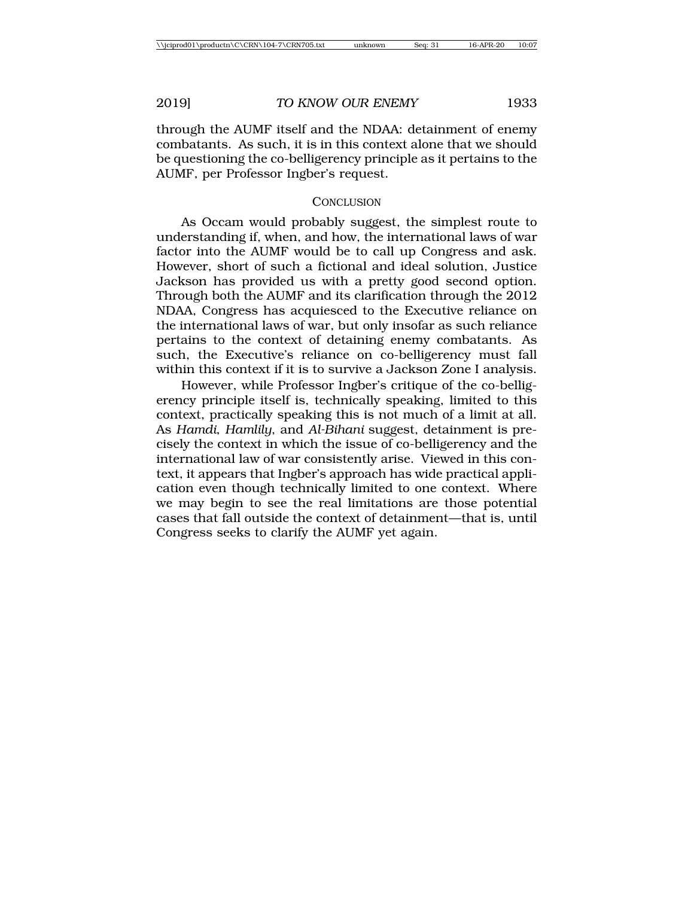through the AUMF itself and the NDAA: detainment of enemy combatants. As such, it is in this context alone that we should be questioning the co-belligerency principle as it pertains to the AUMF, per Professor Ingber's request.

## Conclusion

As Occam would probably suggest, the simplest route to understanding if, when, and how, the international laws of war factor into the AUMF would be to call up Congress and ask. However, short of such a fictional and ideal solution, Justice Jackson has provided us with a pretty good second option. Through both the AUMF and its clarification through the 2012 NDAA, Congress has acquiesced to the Executive reliance on the international laws of war, but only insofar as such reliance pertains to the context of detaining enemy combatants. As such, the Executive's reliance on co-belligerency must fall within this context if it is to survive a Jackson Zone I analysis.

However, while Professor Ingber's critique of the co-belligerency principle itself is, technically speaking, limited to this context, practically speaking this is not much of a limit at all. As *Hamdi*, *Hamlily*, and *Al-Bihani* suggest, detainment is precisely the context in which the issue of co-belligerency and the international law of war consistently arise. Viewed in this context, it appears that Ingber's approach has wide practical application even though technically limited to one context. Where we may begin to see the real limitations are those potential cases that fall outside the context of detainment—that is, until Congress seeks to clarify the AUMF yet again.